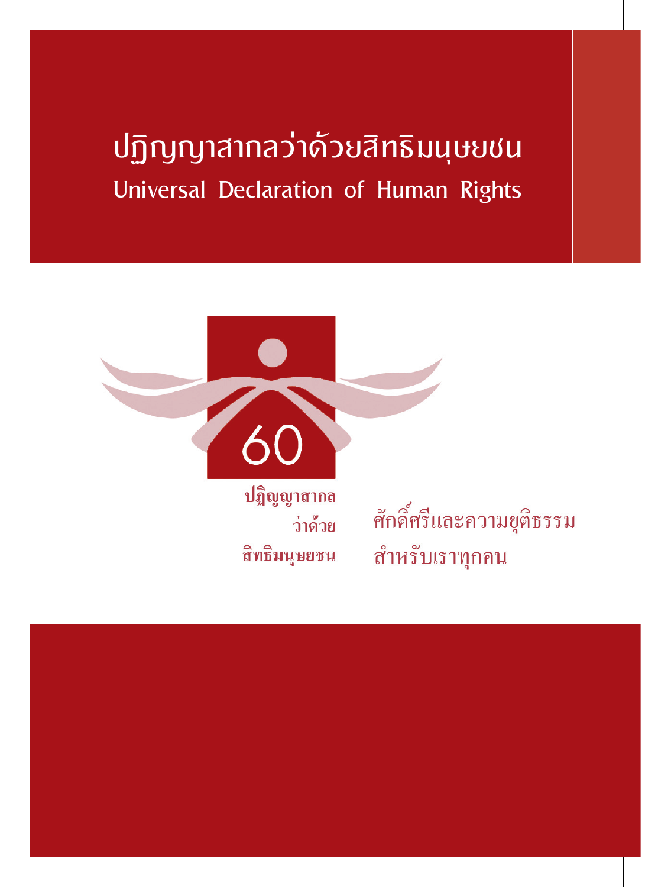# ปฏิญญาสากลว่าด้วยสิทธิมนุษยชน
## Universal Declaration of Human Rights

60

ปฏิญญาสากล
ว่าด้วย
สิทธิมนุษยชน

ศักดิ์ศรีและความยุติธรรม
สำหรับเราทุกคน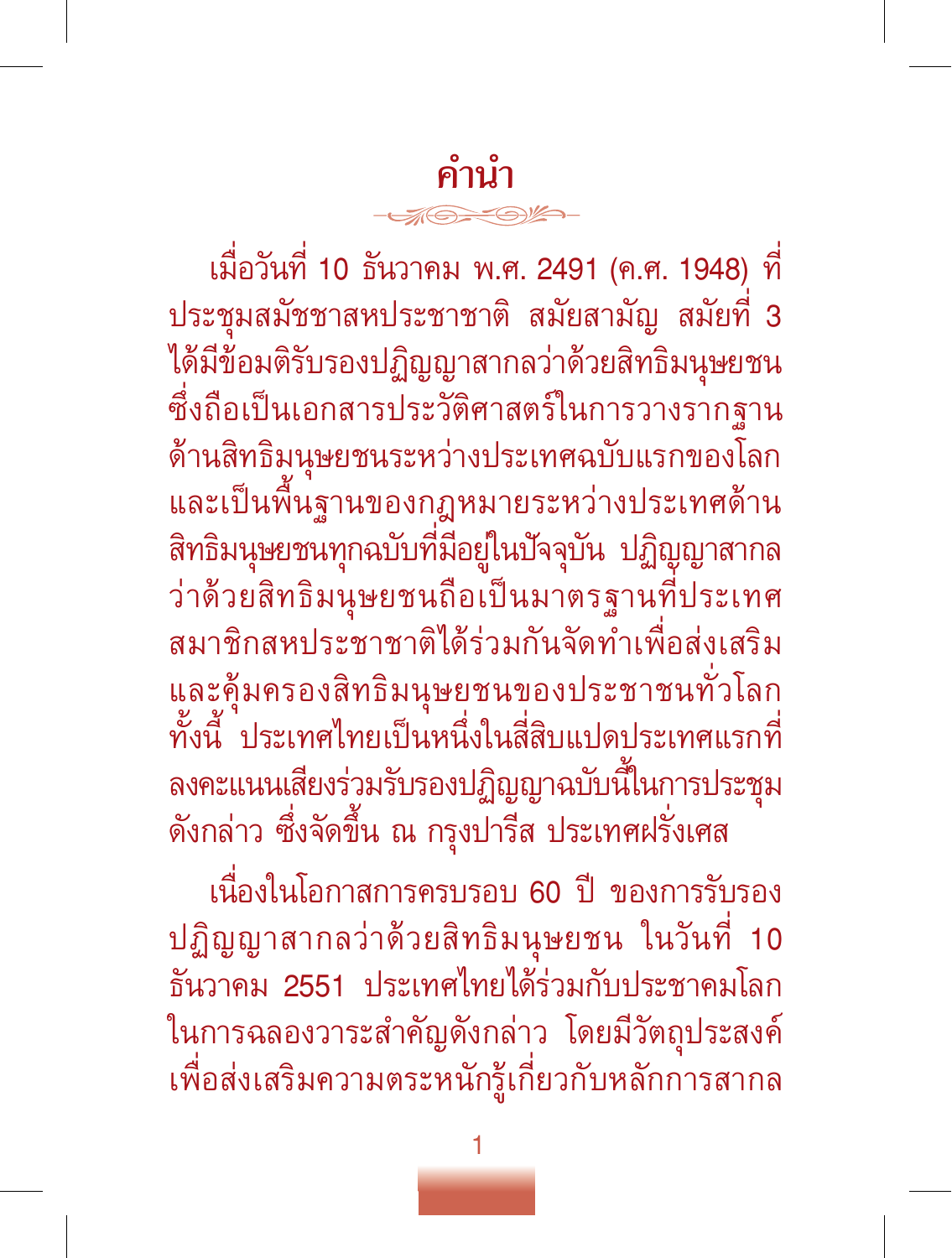# คำนำ

เมื่อวันที่ 10 ธันวาคม พ.ศ. 2491 (ค.ศ. 1948) ที่ประชุมสมัชชาสหประชาชาติ สมัยสามัญ สมัยที่ 3 ได้มีข้อมติรับรองปฏิญญาสากลว่าด้วยสิทธิมนุษยชน ซึ่งถือเป็นเอกสารประวัติศาสตร์ในการวางรากฐานด้านสิทธิมนุษยชนระหว่างประเทศฉบับแรกของโลก และเป็นพื้นฐานของกฎหมายระหว่างประเทศด้านสิทธิมนุษยชนทุกฉบับที่มีอยู่ในปัจจุบัน ปฏิญญาสากลว่าด้วยสิทธิมนุษยชนถือเป็นมาตรฐานที่ประเทศสมาชิกสหประชาชาติได้ร่วมกันจัดทำเพื่อส่งเสริมและคุ้มครองสิทธิมนุษยชนของประชาชนทั่วโลก ทั้งนี้ ประเทศไทยเป็นหนึ่งในสี่สิบแปดประเทศแรกที่ลงคะแนนเสียงร่วมรับรองปฏิญญาฉบับนี้ในการประชุมดังกล่าว ซึ่งจัดขึ้น ณ กรุงปารีส ประเทศฝรั่งเศส

เนื่องในโอกาสการครบรอบ 60 ปี ของการรับรองปฏิญญาสากลว่าด้วยสิทธิมนุษยชน ในวันที่ 10 ธันวาคม 2551 ประเทศไทยได้ร่วมกับประชาคมโลกในการฉลองวาระสำคัญดังกล่าว โดยมีวัตถุประสงค์เพื่อส่งเสริมความตระหนักรู้เกี่ยวกับหลักการสากล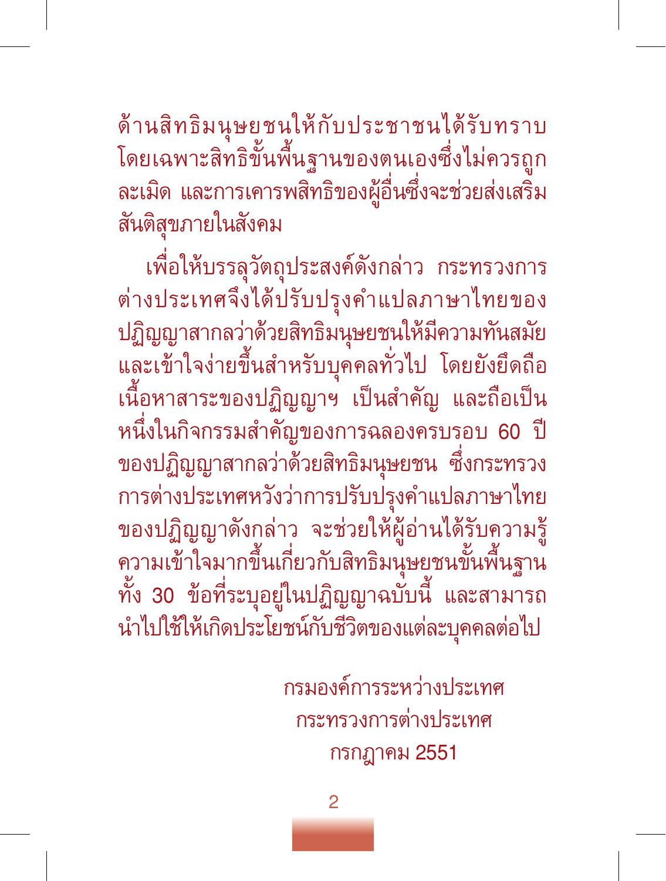ด้านสิทธิมนุษยชนให้กับประชาชนได้รับทราบ โดยเฉพาะสิทธิขั้นพื้นฐานของตนเองซึ่งไม่ควรถูกละเมิด และการเคารพสิทธิของผู้อื่นซึ่งจะช่วยส่งเสริมสันติสุขภายในสังคม

เพื่อให้บรรลุวัตถุประสงค์ดังกล่าว กระทรวงการต่างประเทศจึงได้ปรับปรุงคำแปลภาษาไทยของปฏิญญาสากลว่าด้วยสิทธิมนุษยชนให้มีความทันสมัยและเข้าใจง่ายขึ้นสำหรับบุคคลทั่วไป โดยยังยึดถือเนื้อหาสาระของปฏิญญาฯ เป็นสำคัญ และถือเป็นหนึ่งในกิจกรรมสำคัญของการฉลองครบรอบ 60 ปี ของปฏิญญาสากลว่าด้วยสิทธิมนุษยชน ซึ่งกระทรวงการต่างประเทศหวังว่าการปรับปรุงคำแปลภาษาไทยของปฏิญญาดังกล่าว จะช่วยให้ผู้อ่านได้รับความรู้ความเข้าใจมากขึ้นเกี่ยวกับสิทธิมนุษยชนขั้นพื้นฐานทั้ง 30 ข้อที่ระบุอยู่ในปฏิญญาฉบับนี้ และสามารถนำไปใช้ให้เกิดประโยชน์กับชีวิตของแต่ละบุคคลต่อไป

กรมองค์การระหว่างประเทศ
กระทรวงการต่างประเทศ
กรกฎาคม 2551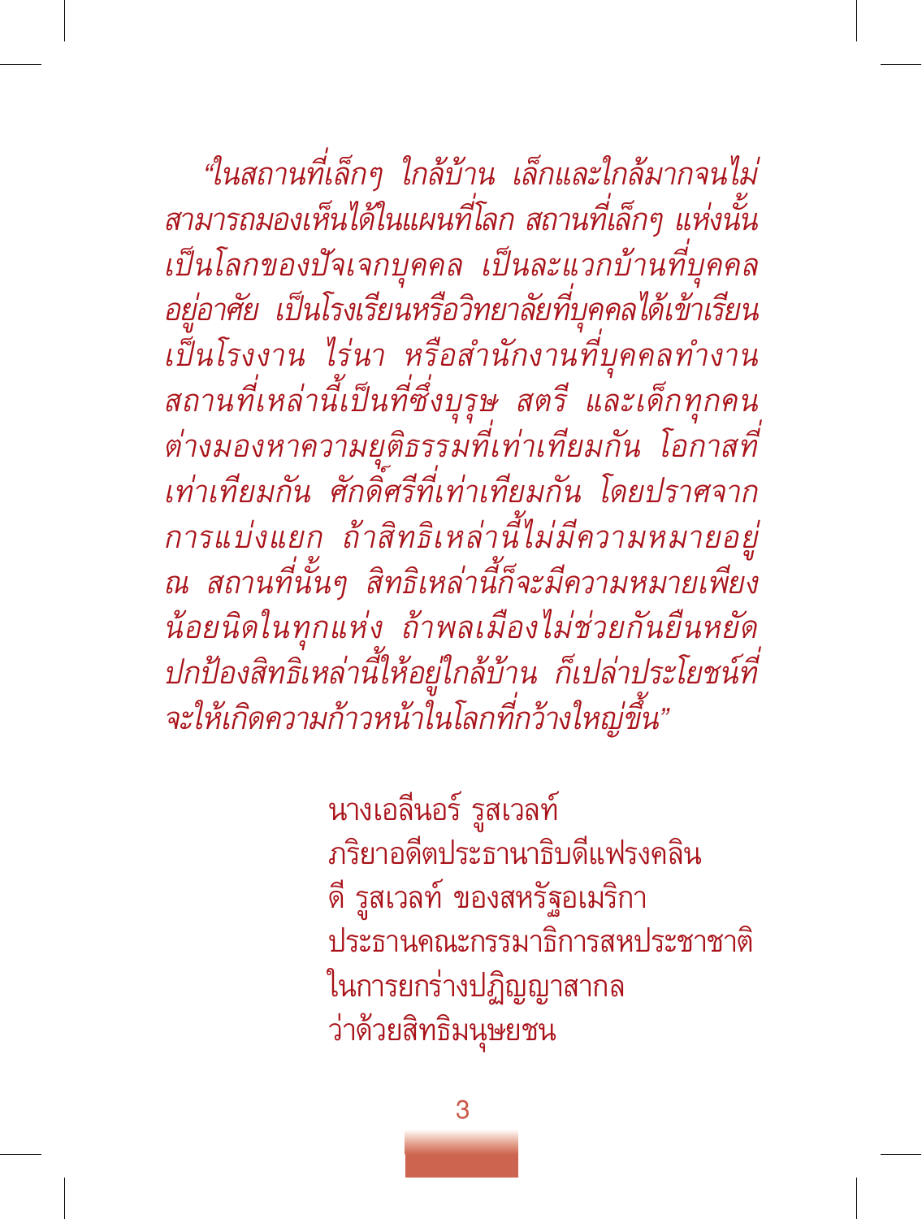*“ในสถานที่เล็กๆ ใกล้บ้าน เล็กและใกล้มากจนไม่สามารถมองเห็นได้ในแผนที่โลก สถานที่เล็กๆ แห่งนั้นเป็นโลกของปัจเจกบุคคล เป็นละแวกบ้านที่บุคคลอยู่อาศัย เป็นโรงเรียนหรือวิทยาลัยที่บุคคลได้เข้าเรียนเป็นโรงงาน ไร่นา หรือสำนักงานที่บุคคลทำงาน สถานที่เหล่านี้เป็นที่ซึ่งบุรุษ สตรี และเด็กทุกคนต่างมองหาความยุติธรรมที่เท่าเทียมกัน โอกาสที่เท่าเทียมกัน ศักดิ์ศรีที่เท่าเทียมกัน โดยปราศจากการแบ่งแยก ถ้าสิทธิเหล่านี้ไม่มีความหมายอยู่ ณ สถานที่นั้นๆ สิทธิเหล่านี้ก็จะมีความหมายเพียงน้อยนิดในทุกแห่ง ถ้าพลเมืองไม่ช่วยกันยืนหยัดปกป้องสิทธิเหล่านี้ให้อยู่ใกล้บ้าน ก็เปล่าประโยชน์ที่จะให้เกิดความก้าวหน้าในโลกที่กว้างใหญ่ขึ้น”*

นางเอลีนอร์ รูสเวลท์
ภริยาอดีตประธานาธิบดีแฟรงคลิน
ดี รูสเวลท์ ของสหรัฐอเมริกา
ประธานคณะกรรมาธิการสหประชาชาติ
ในการยกร่างปฏิญญาสากล
ว่าด้วยสิทธิมนุษยชน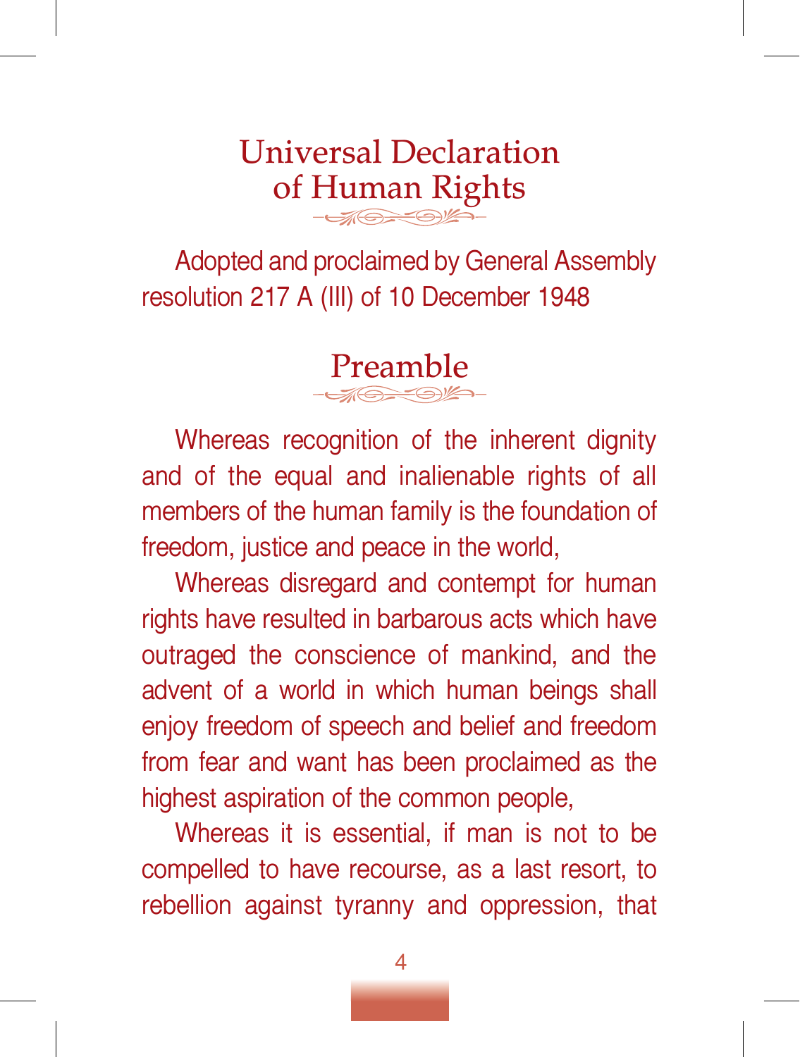# Universal Declaration of Human Rights

Adopted and proclaimed by General Assembly resolution 217 A (III) of 10 December 1948

## Preamble

Whereas recognition of the inherent dignity and of the equal and inalienable rights of all members of the human family is the foundation of freedom, justice and peace in the world,

Whereas disregard and contempt for human rights have resulted in barbarous acts which have outraged the conscience of mankind, and the advent of a world in which human beings shall enjoy freedom of speech and belief and freedom from fear and want has been proclaimed as the highest aspiration of the common people,

Whereas it is essential, if man is not to be compelled to have recourse, as a last resort, to rebellion against tyranny and oppression, that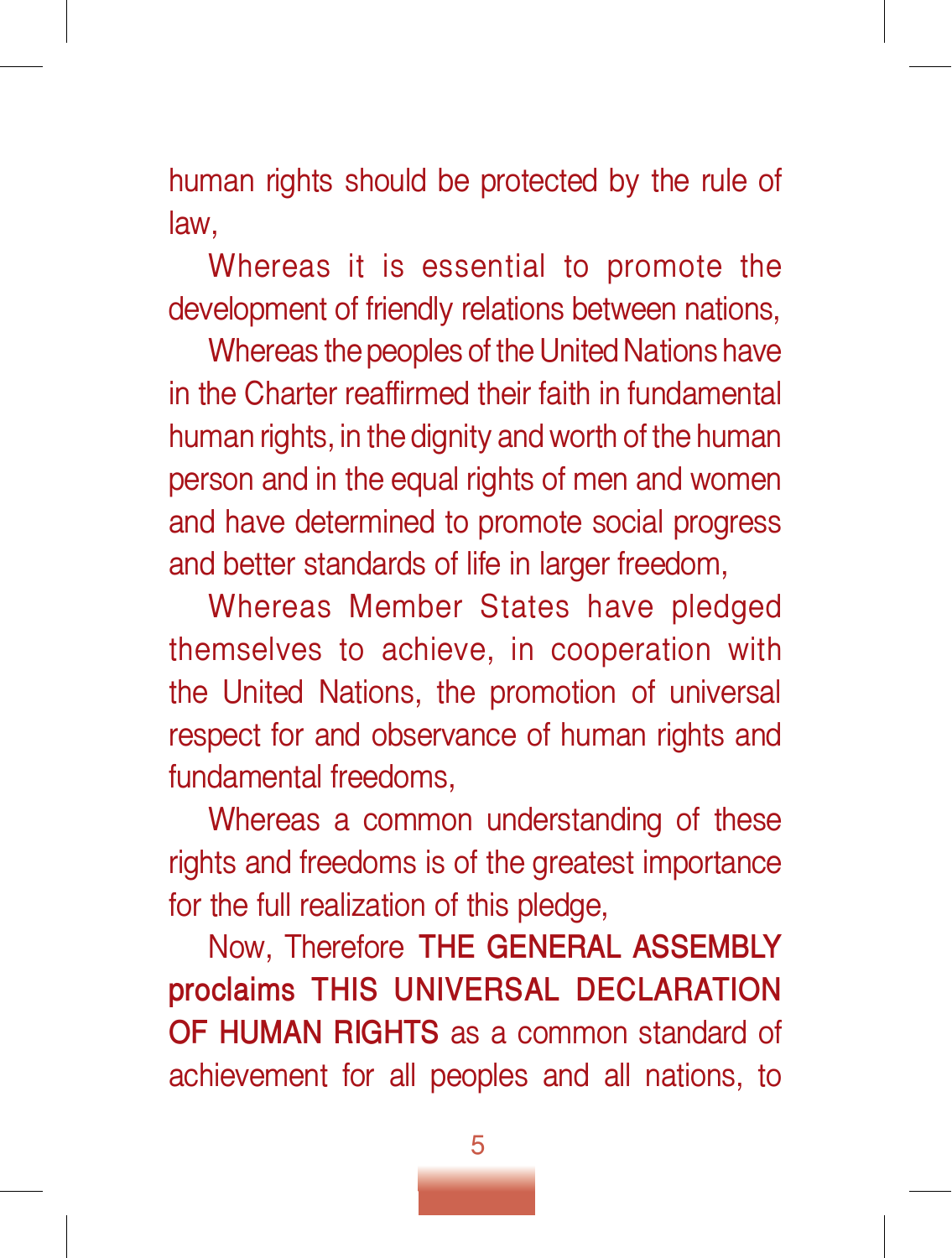human rights should be protected by the rule of law,

Whereas it is essential to promote the development of friendly relations between nations,

Whereas the peoples of the United Nations have in the Charter reaffirmed their faith in fundamental human rights, in the dignity and worth of the human person and in the equal rights of men and women and have determined to promote social progress and better standards of life in larger freedom,

Whereas Member States have pledged themselves to achieve, in cooperation with the United Nations, the promotion of universal respect for and observance of human rights and fundamental freedoms,

Whereas a common understanding of these rights and freedoms is of the greatest importance for the full realization of this pledge,

Now, Therefore **THE GENERAL ASSEMBLY proclaims THIS UNIVERSAL DECLARATION OF HUMAN RIGHTS** as a common standard of achievement for all peoples and all nations, to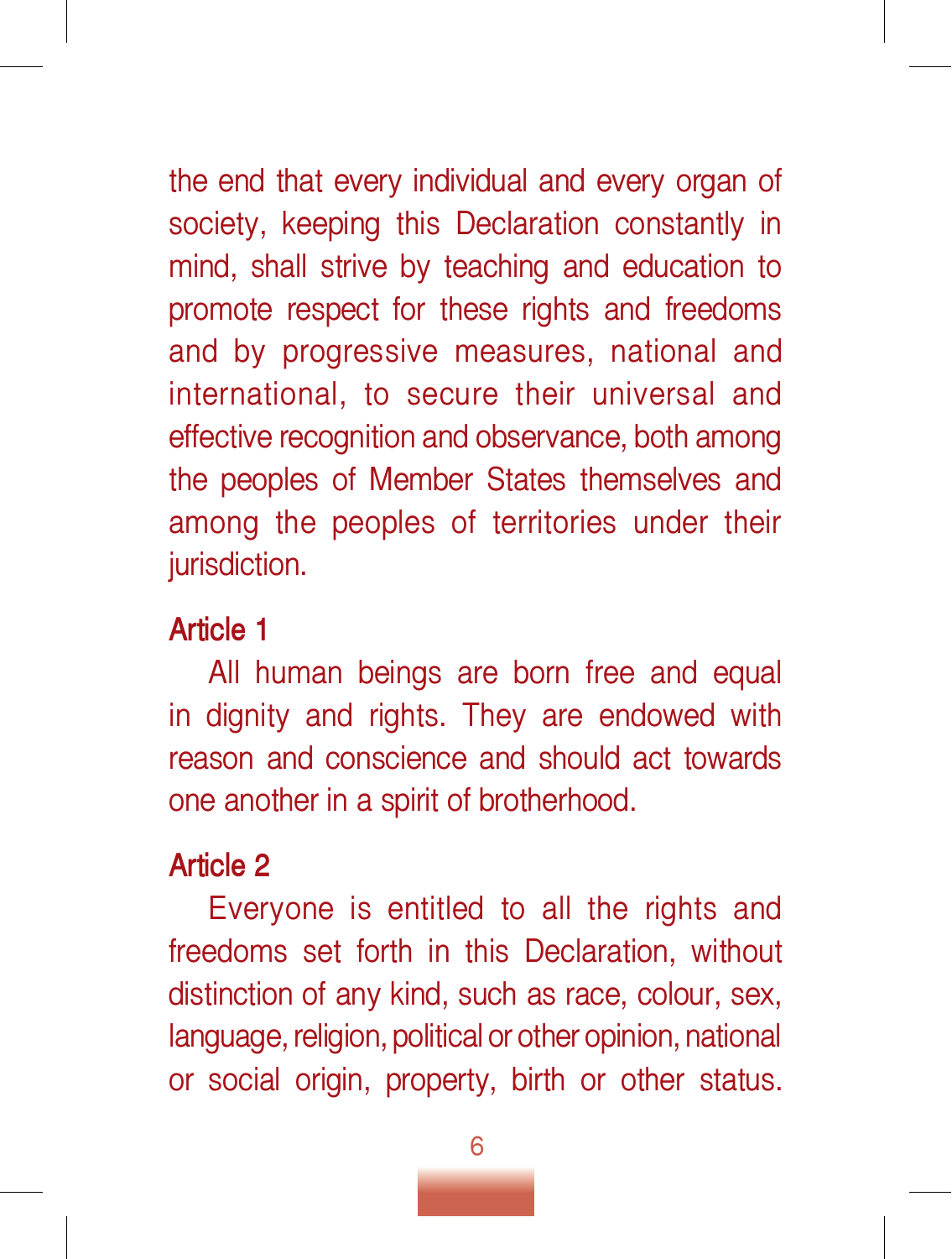the end that every individual and every organ of society, keeping this Declaration constantly in mind, shall strive by teaching and education to promote respect for these rights and freedoms and by progressive measures, national and international, to secure their universal and effective recognition and observance, both among the peoples of Member States themselves and among the peoples of territories under their jurisdiction.

### Article 1

All human beings are born free and equal in dignity and rights. They are endowed with reason and conscience and should act towards one another in a spirit of brotherhood.

### Article 2

Everyone is entitled to all the rights and freedoms set forth in this Declaration, without distinction of any kind, such as race, colour, sex, language, religion, political or other opinion, national or social origin, property, birth or other status.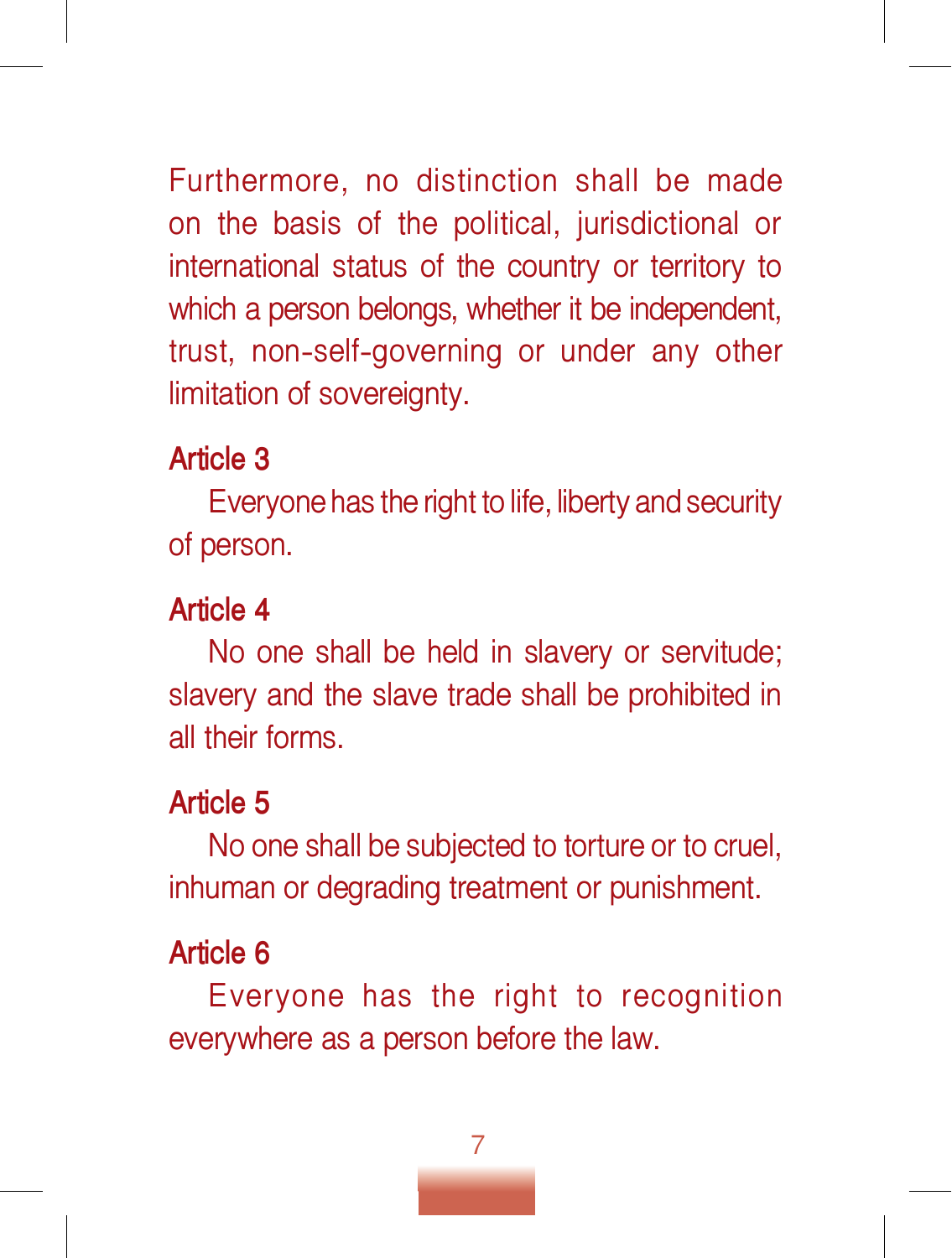Furthermore, no distinction shall be made on the basis of the political, jurisdictional or international status of the country or territory to which a person belongs, whether it be independent, trust, non-self-governing or under any other limitation of sovereignty.

## Article 3

Everyone has the right to life, liberty and security of person.

## Article 4

No one shall be held in slavery or servitude; slavery and the slave trade shall be prohibited in all their forms.

## Article 5

No one shall be subjected to torture or to cruel, inhuman or degrading treatment or punishment.

## Article 6

Everyone has the right to recognition everywhere as a person before the law.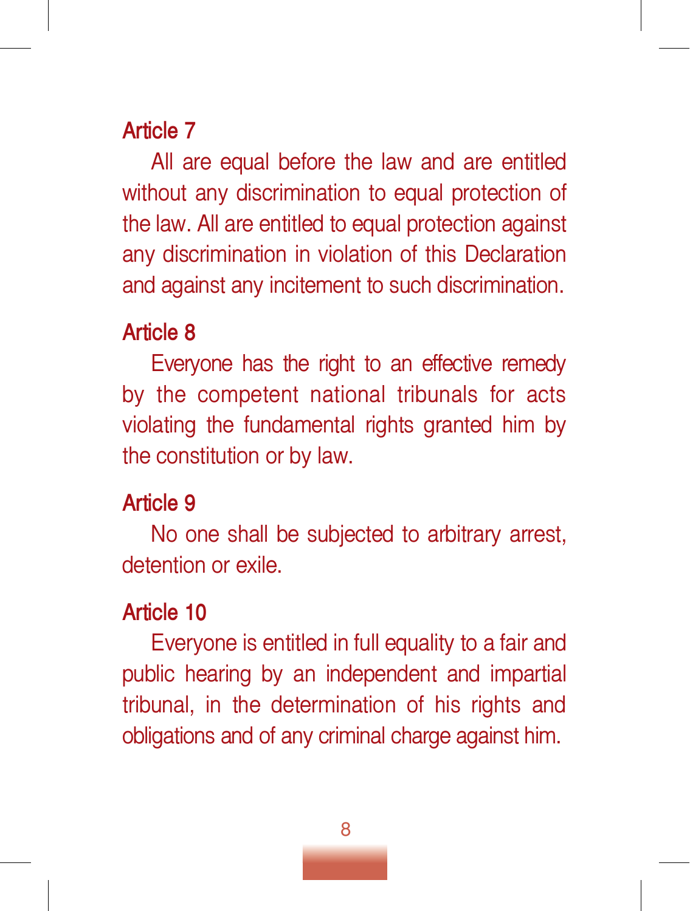## Article 7

All are equal before the law and are entitled without any discrimination to equal protection of the law. All are entitled to equal protection against any discrimination in violation of this Declaration and against any incitement to such discrimination.

## Article 8

Everyone has the right to an effective remedy by the competent national tribunals for acts violating the fundamental rights granted him by the constitution or by law.

## Article 9

No one shall be subjected to arbitrary arrest, detention or exile.

## Article 10

Everyone is entitled in full equality to a fair and public hearing by an independent and impartial tribunal, in the determination of his rights and obligations and of any criminal charge against him.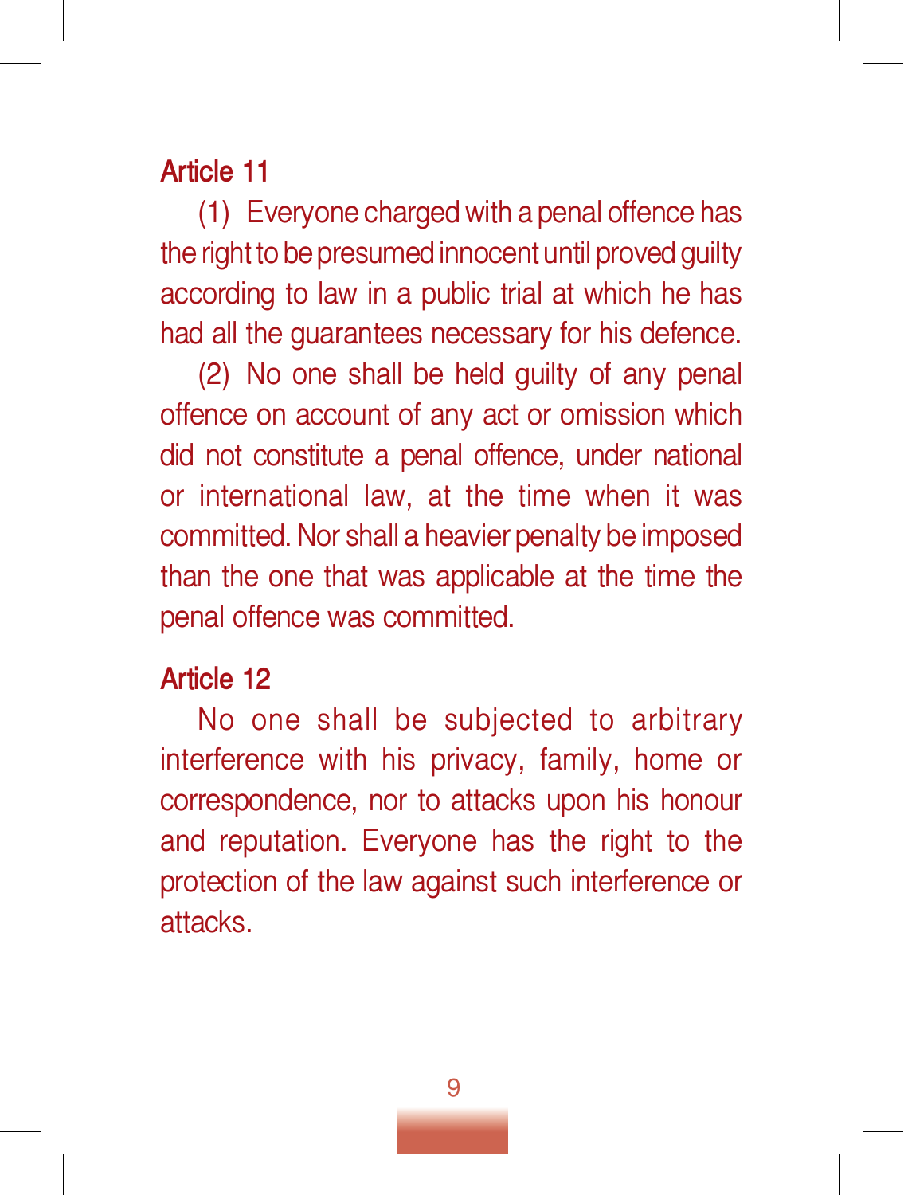## Article 11

(1) Everyone charged with a penal offence has the right to be presumed innocent until proved guilty according to law in a public trial at which he has had all the guarantees necessary for his defence.

(2) No one shall be held guilty of any penal offence on account of any act or omission which did not constitute a penal offence, under national or international law, at the time when it was committed. Nor shall a heavier penalty be imposed than the one that was applicable at the time the penal offence was committed.

## Article 12

No one shall be subjected to arbitrary interference with his privacy, family, home or correspondence, nor to attacks upon his honour and reputation. Everyone has the right to the protection of the law against such interference or attacks.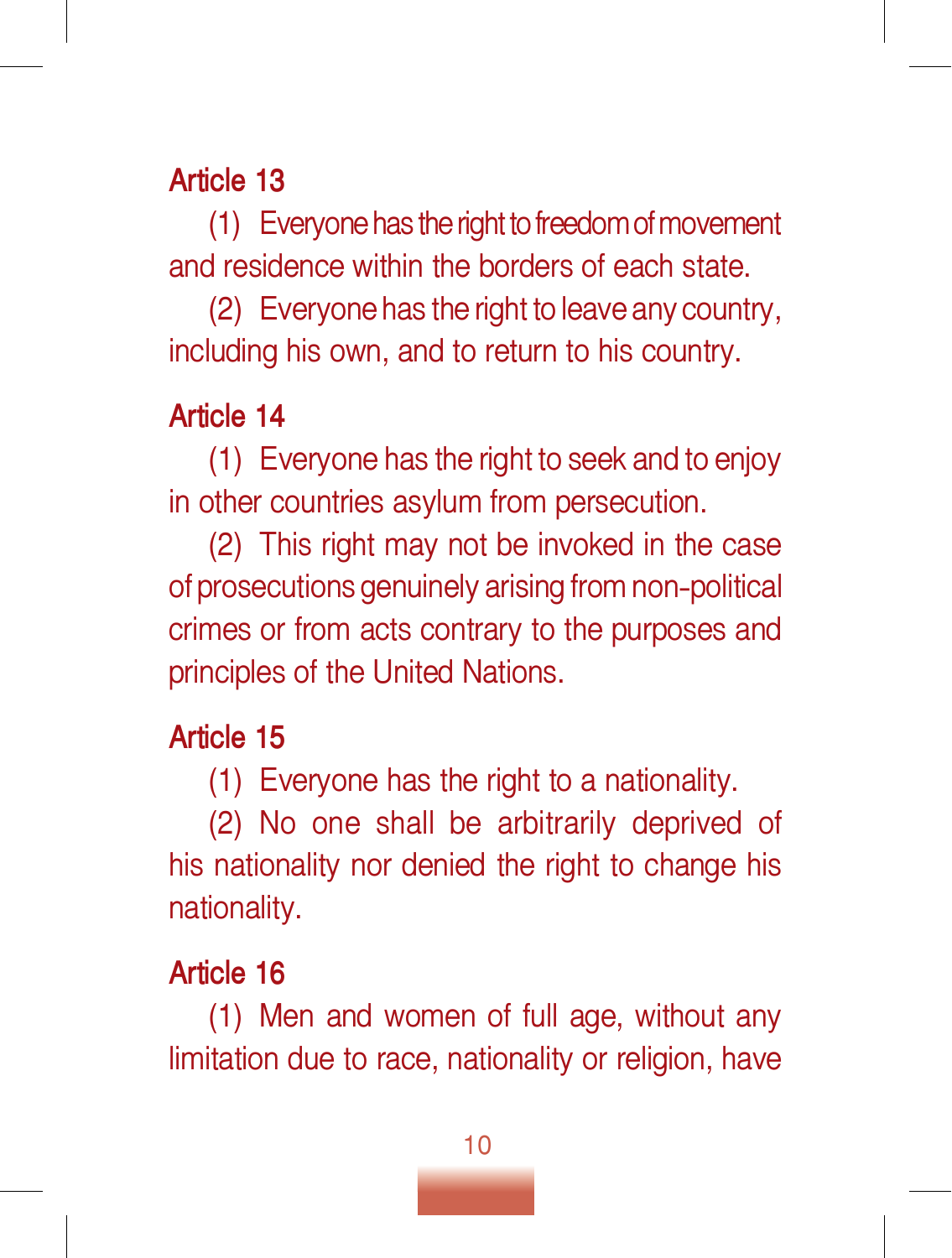## Article 13

(1) Everyone has the right to freedom of movement and residence within the borders of each state.

(2) Everyone has the right to leave any country, including his own, and to return to his country.

## Article 14

(1) Everyone has the right to seek and to enjoy in other countries asylum from persecution.

(2) This right may not be invoked in the case of prosecutions genuinely arising from non-political crimes or from acts contrary to the purposes and principles of the United Nations.

## Article 15

(1) Everyone has the right to a nationality.

(2) No one shall be arbitrarily deprived of his nationality nor denied the right to change his nationality.

## Article 16

(1) Men and women of full age, without any limitation due to race, nationality or religion, have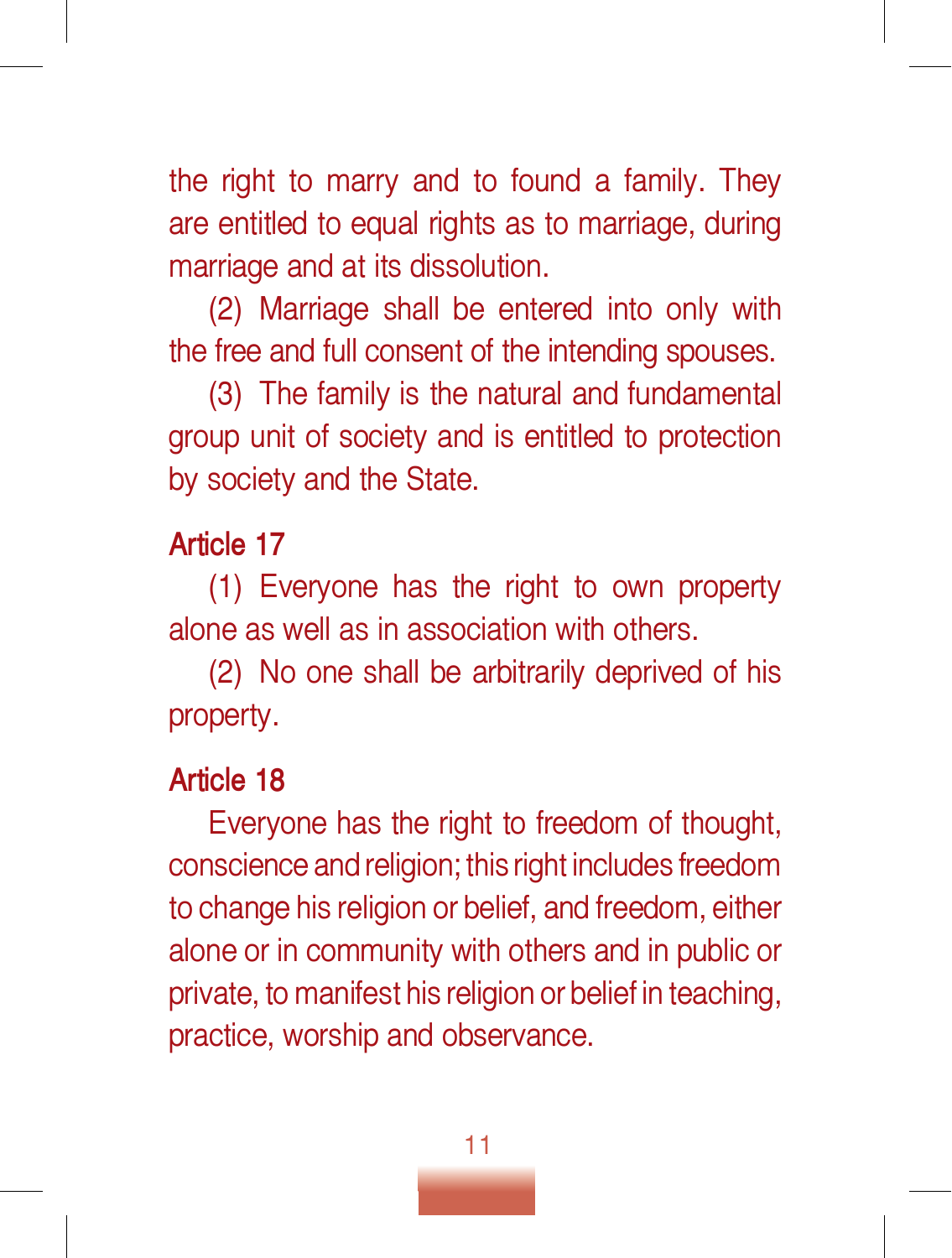the right to marry and to found a family. They are entitled to equal rights as to marriage, during marriage and at its dissolution.

(2) Marriage shall be entered into only with the free and full consent of the intending spouses.

(3) The family is the natural and fundamental group unit of society and is entitled to protection by society and the State.

## Article 17

(1) Everyone has the right to own property alone as well as in association with others.

(2) No one shall be arbitrarily deprived of his property.

## Article 18

Everyone has the right to freedom of thought, conscience and religion; this right includes freedom to change his religion or belief, and freedom, either alone or in community with others and in public or private, to manifest his religion or belief in teaching, practice, worship and observance.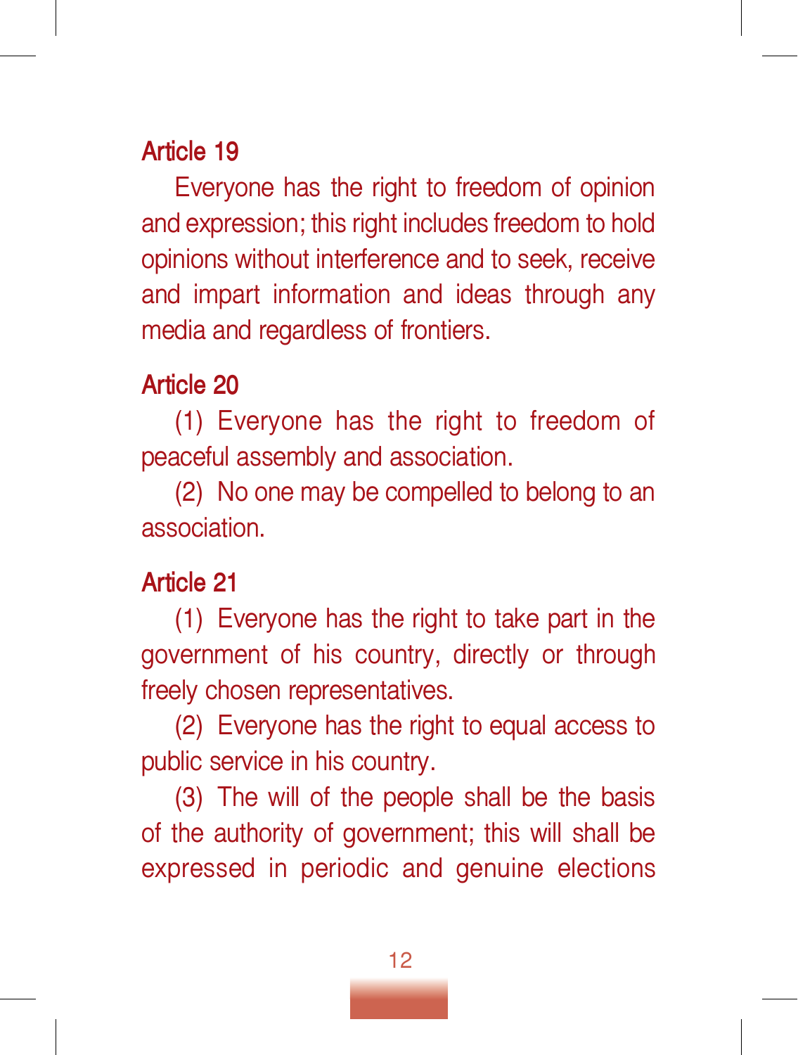## Article 19

Everyone has the right to freedom of opinion and expression; this right includes freedom to hold opinions without interference and to seek, receive and impart information and ideas through any media and regardless of frontiers.

## Article 20

(1) Everyone has the right to freedom of peaceful assembly and association.

(2) No one may be compelled to belong to an association.

## Article 21

(1) Everyone has the right to take part in the government of his country, directly or through freely chosen representatives.

(2) Everyone has the right to equal access to public service in his country.

(3) The will of the people shall be the basis of the authority of government; this will shall be expressed in periodic and genuine elections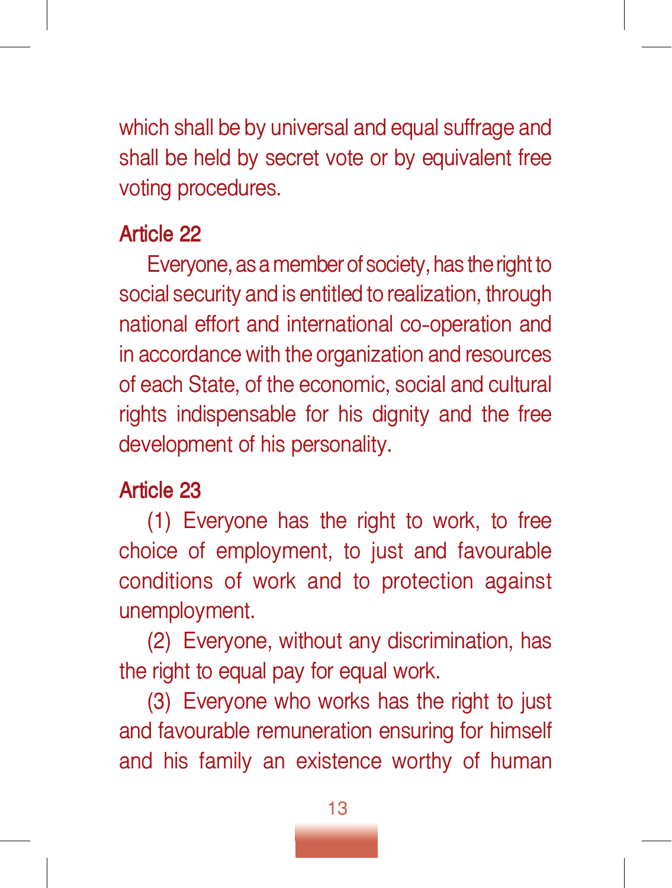which shall be by universal and equal suffrage and shall be held by secret vote or by equivalent free voting procedures.

## Article 22

Everyone, as a member of society, has the right to social security and is entitled to realization, through national effort and international co-operation and in accordance with the organization and resources of each State, of the economic, social and cultural rights indispensable for his dignity and the free development of his personality.

## Article 23

(1) Everyone has the right to work, to free choice of employment, to just and favourable conditions of work and to protection against unemployment.

(2) Everyone, without any discrimination, has the right to equal pay for equal work.

(3) Everyone who works has the right to just and favourable remuneration ensuring for himself and his family an existence worthy of human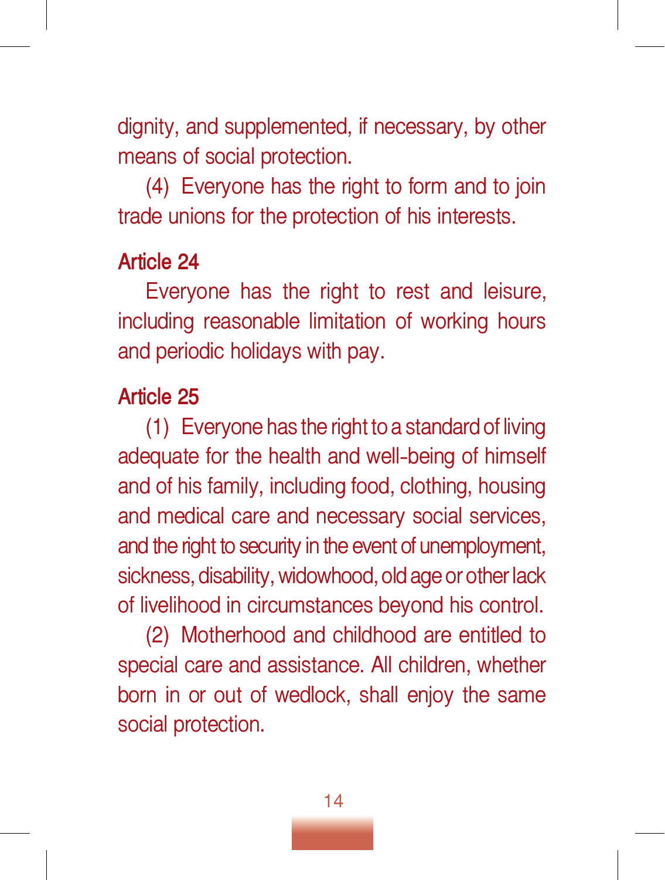dignity, and supplemented, if necessary, by other means of social protection.

(4) Everyone has the right to form and to join trade unions for the protection of his interests.

## Article 24

Everyone has the right to rest and leisure, including reasonable limitation of working hours and periodic holidays with pay.

## Article 25

(1) Everyone has the right to a standard of living adequate for the health and well-being of himself and of his family, including food, clothing, housing and medical care and necessary social services, and the right to security in the event of unemployment, sickness, disability, widowhood, old age or other lack of livelihood in circumstances beyond his control.

(2) Motherhood and childhood are entitled to special care and assistance. All children, whether born in or out of wedlock, shall enjoy the same social protection.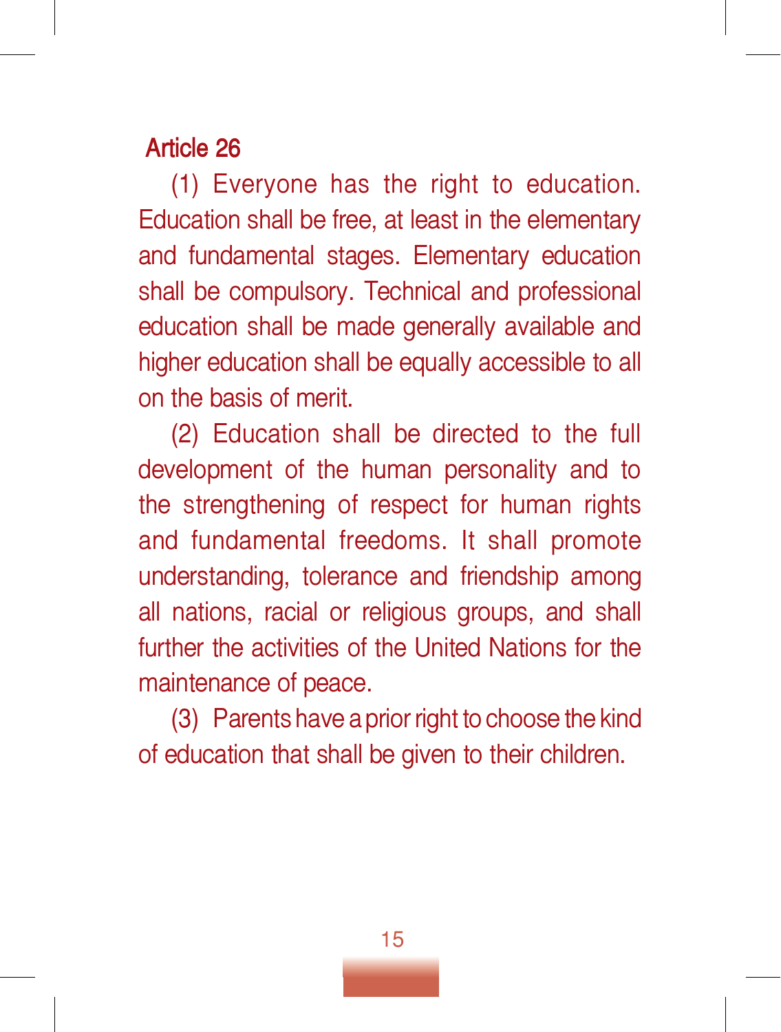## Article 26

(1) Everyone has the right to education. Education shall be free, at least in the elementary and fundamental stages. Elementary education shall be compulsory. Technical and professional education shall be made generally available and higher education shall be equally accessible to all on the basis of merit.

(2) Education shall be directed to the full development of the human personality and to the strengthening of respect for human rights and fundamental freedoms. It shall promote understanding, tolerance and friendship among all nations, racial or religious groups, and shall further the activities of the United Nations for the maintenance of peace.

(3) Parents have a prior right to choose the kind of education that shall be given to their children.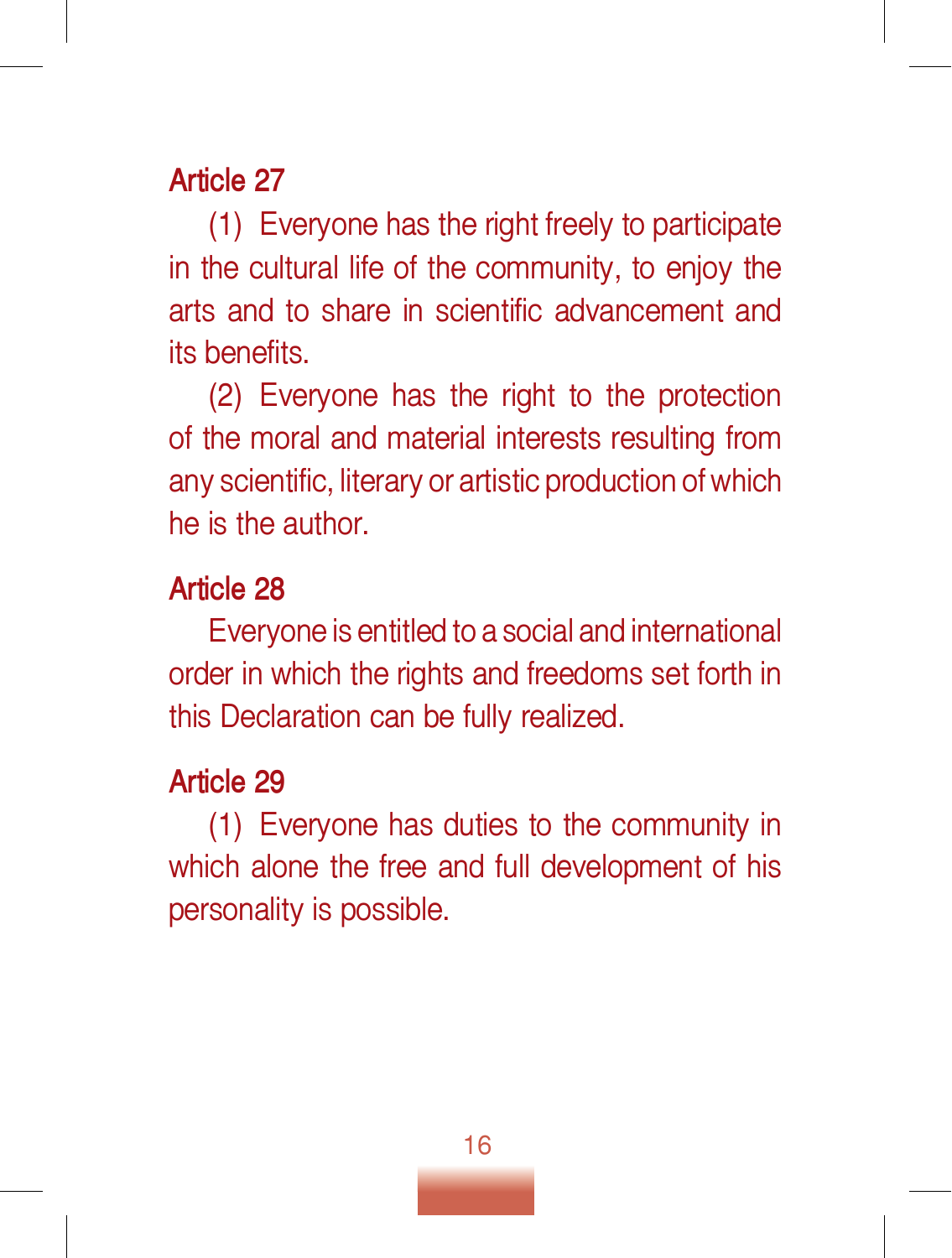## Article 27

(1) Everyone has the right freely to participate in the cultural life of the community, to enjoy the arts and to share in scientific advancement and its benefits.

(2) Everyone has the right to the protection of the moral and material interests resulting from any scientific, literary or artistic production of which he is the author.

## Article 28

Everyone is entitled to a social and international order in which the rights and freedoms set forth in this Declaration can be fully realized.

## Article 29

(1) Everyone has duties to the community in which alone the free and full development of his personality is possible.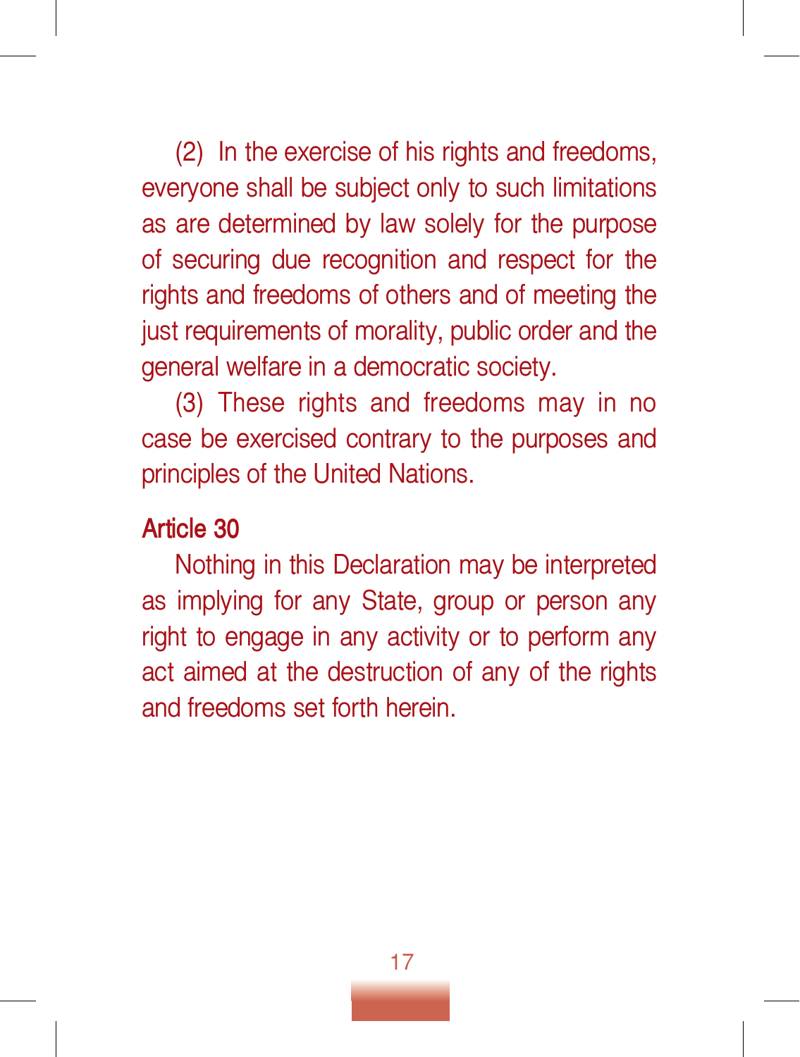(2) In the exercise of his rights and freedoms, everyone shall be subject only to such limitations as are determined by law solely for the purpose of securing due recognition and respect for the rights and freedoms of others and of meeting the just requirements of morality, public order and the general welfare in a democratic society.

(3) These rights and freedoms may in no case be exercised contrary to the purposes and principles of the United Nations.

## Article 30

Nothing in this Declaration may be interpreted as implying for any State, group or person any right to engage in any activity or to perform any act aimed at the destruction of any of the rights and freedoms set forth herein.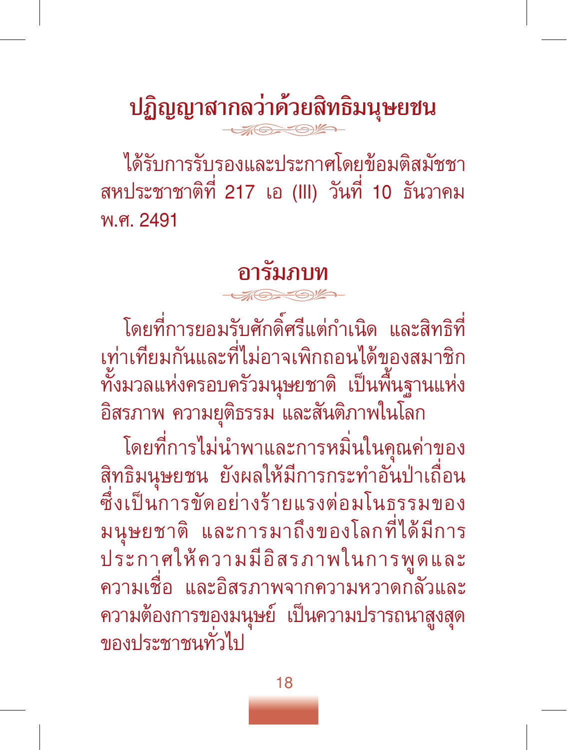# ปฏิญญาสากลว่าด้วยสิทธิมนุษยชน

ได้รับการรับรองและประกาศโดยข้อมติสมัชชาสหประชาชาติที่ 217 เอ (III) วันที่ 10 ธันวาคม พ.ศ. 2491

## อารัมภบท

โดยที่การยอมรับศักดิ์ศรีแต่กำเนิด และสิทธิที่เท่าเทียมกันและที่ไม่อาจเพิกถอนได้ของสมาชิกทั้งมวลแห่งครอบครัวมนุษยชาติ เป็นพื้นฐานแห่งอิสรภาพ ความยุติธรรม และสันติภาพในโลก

โดยที่การไม่นำพาและการหมิ่นในคุณค่าของสิทธิมนุษยชน ยังผลให้มีการกระทำอันป่าเถื่อนซึ่งเป็นการขัดอย่างร้ายแรงต่อมโนธรรมของมนุษยชาติ และการมาถึงของโลกที่ได้มีการประกาศให้ความมีอิสรภาพในการพูดและความเชื่อ และอิสรภาพจากความหวาดกลัวและความต้องการของมนุษย์ เป็นความปรารถนาสูงสุดของประชาชนทั่วไป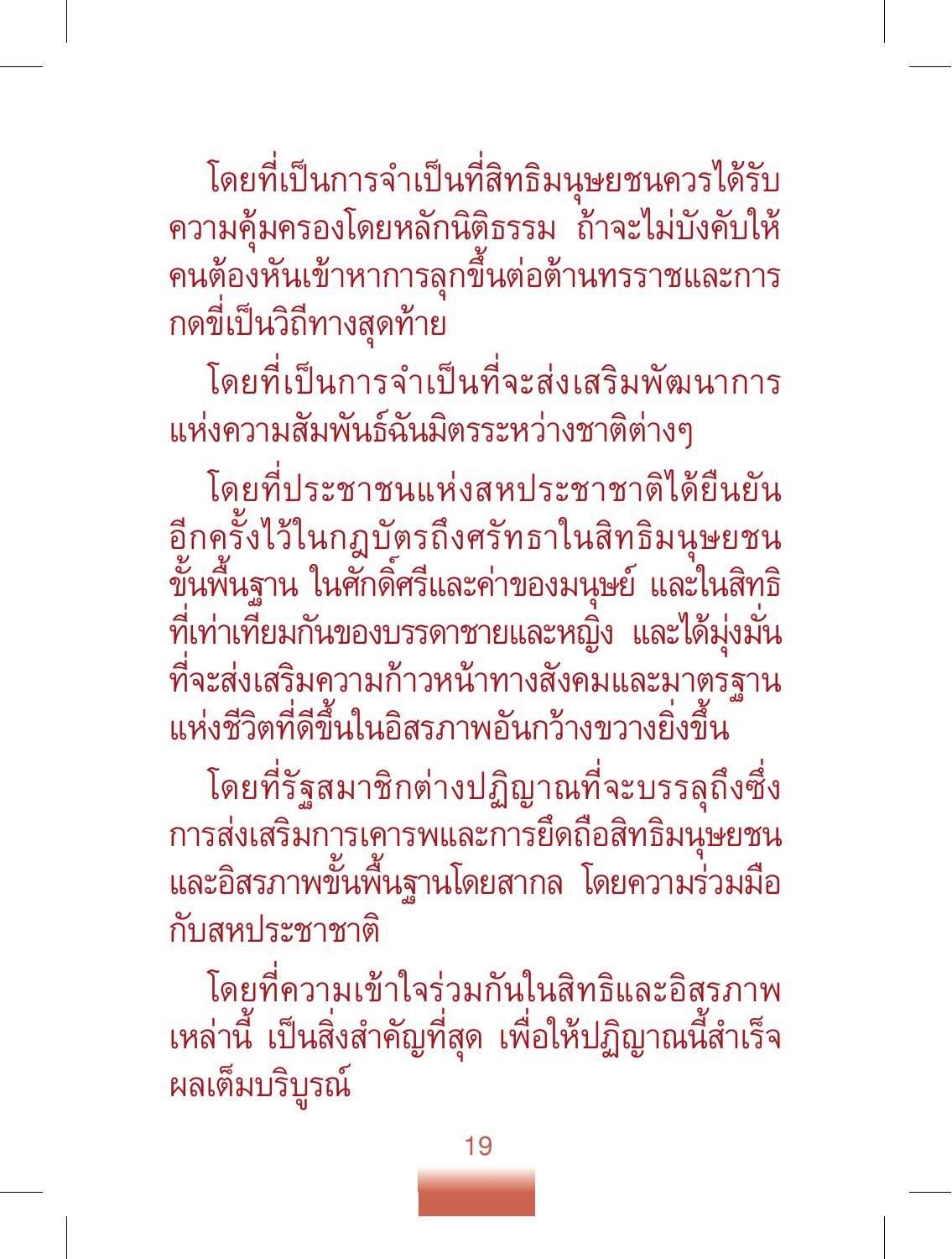โดยที่เป็นการจำเป็นที่สิทธิมนุษยชนควรได้รับความคุ้มครองโดยหลักนิติธรรม ถ้าจะไม่บังคับให้คนต้องหันเข้าหาการลุกขึ้นต่อต้านทรราชและการกดขี่เป็นวิถีทางสุดท้าย

โดยที่เป็นการจำเป็นที่จะส่งเสริมพัฒนาการแห่งความสัมพันธ์ฉันมิตรระหว่างชาติต่างๆ

โดยที่ประชาชนแห่งสหประชาชาติได้ยืนยันอีกครั้งไว้ในกฎบัตรถึงศรัทธาในสิทธิมนุษยชนขั้นพื้นฐาน ในศักดิ์ศรีและค่าของมนุษย์ และในสิทธิที่เท่าเทียมกันของบรรดาชายและหญิง และได้มุ่งมั่นที่จะส่งเสริมความก้าวหน้าทางสังคมและมาตรฐานแห่งชีวิตที่ดีขึ้นในอิสรภาพอันกว้างขวางยิ่งขึ้น

โดยที่รัฐสมาชิกต่างปฏิญาณที่จะบรรลุถึงซึ่งการส่งเสริมการเคารพและการยึดถือสิทธิมนุษยชนและอิสรภาพขั้นพื้นฐานโดยสากล โดยความร่วมมือกับสหประชาชาติ

โดยที่ความเข้าใจร่วมกันในสิทธิและอิสรภาพเหล่านี้ เป็นสิ่งสำคัญที่สุด เพื่อให้ปฏิญาณนี้สำเร็จผลเต็มบริบูรณ์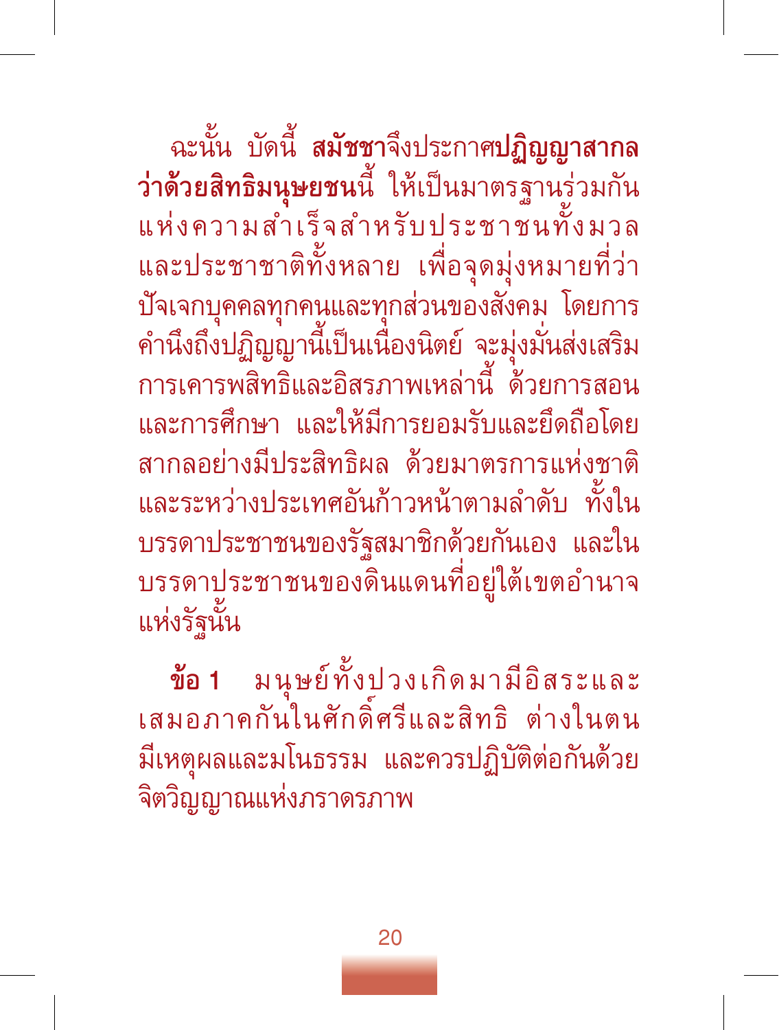ฉะนั้น บัดนี้ **สมัชชา**จึงประกาศ**ปฏิญญาสากลว่าด้วยสิทธิมนุษยชน**นี้ ให้เป็นมาตรฐานร่วมกันแห่งความสำเร็จสำหรับประชาชนทั้งมวลและประชาชาติทั้งหลาย เพื่อจุดมุ่งหมายที่ว่าปัจเจกบุคคลทุกคนและทุกส่วนของสังคม โดยการคำนึงถึงปฏิญญานี้เป็นเนืองนิตย์ จะมุ่งมั่นส่งเสริมการเคารพสิทธิและอิสรภาพเหล่านี้ ด้วยการสอนและการศึกษา และให้มีการยอมรับและยึดถือโดยสากลอย่างมีประสิทธิผล ด้วยมาตรการแห่งชาติและระหว่างประเทศอันก้าวหน้าตามลำดับ ทั้งในบรรดาประชาชนของรัฐสมาชิกด้วยกันเอง และในบรรดาประชาชนของดินแดนที่อยู่ใต้เขตอำนาจแห่งรัฐนั้น

**ข้อ 1** มนุษย์ทั้งปวงเกิดมามีอิสระและเสมอภาคกันในศักดิ์ศรีและสิทธิ ต่างในตนมีเหตุผลและมโนธรรม และควรปฏิบัติต่อกันด้วยจิตวิญญาณแห่งภราดรภาพ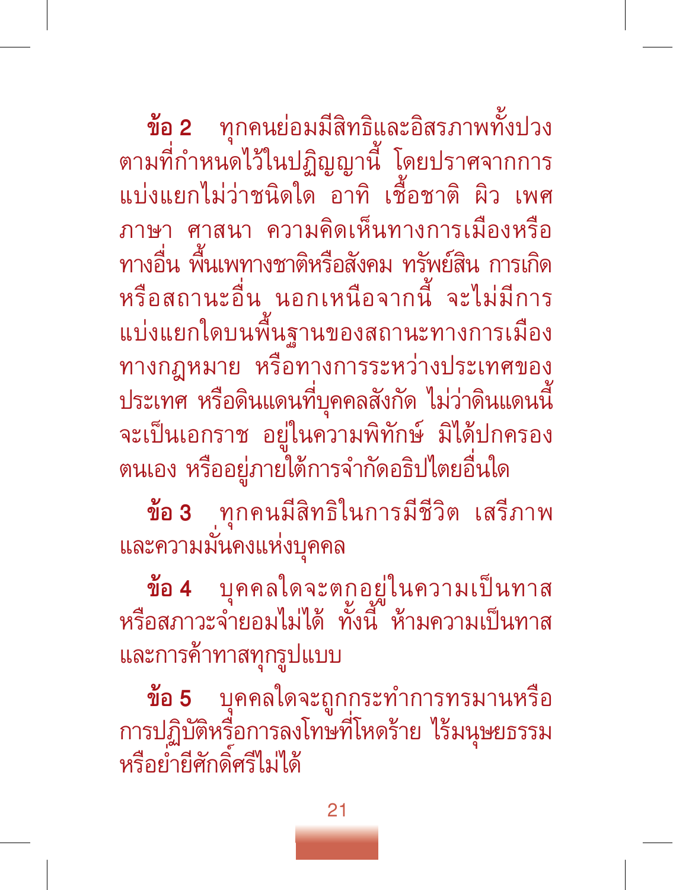**ข้อ 2** ทุกคนย่อมมีสิทธิและอิสรภาพทั้งปวงตามที่กำหนดไว้ในปฏิญญานี้ โดยปราศจากการแบ่งแยกไม่ว่าชนิดใด อาทิ เชื้อชาติ ผิว เพศ ภาษา ศาสนา ความคิดเห็นทางการเมืองหรือทางอื่น พื้นเพทางชาติหรือสังคม ทรัพย์สิน การเกิด หรือสถานะอื่น นอกเหนือจากนี้ จะไม่มีการแบ่งแยกใดบนพื้นฐานของสถานะทางการเมือง ทางกฎหมาย หรือทางการระหว่างประเทศของประเทศ หรือดินแดนที่บุคคลสังกัด ไม่ว่าดินแดนนี้จะเป็นเอกราช อยู่ในความพิทักษ์ มิได้ปกครองตนเอง หรืออยู่ภายใต้การจำกัดอธิปไตยอื่นใด

**ข้อ 3** ทุกคนมีสิทธิในการมีชีวิต เสรีภาพและความมั่นคงแห่งบุคคล

**ข้อ 4** บุคคลใดจะตกอยู่ในความเป็นทาสหรือสภาวะจำยอมไม่ได้ ทั้งนี้ ห้ามความเป็นทาสและการค้าทาสทุกรูปแบบ

**ข้อ 5** บุคคลใดจะถูกกระทำการทรมานหรือการปฏิบัติหรือการลงโทษที่โหดร้าย ไร้มนุษยธรรมหรือย่ำยีศักดิ์ศรีไม่ได้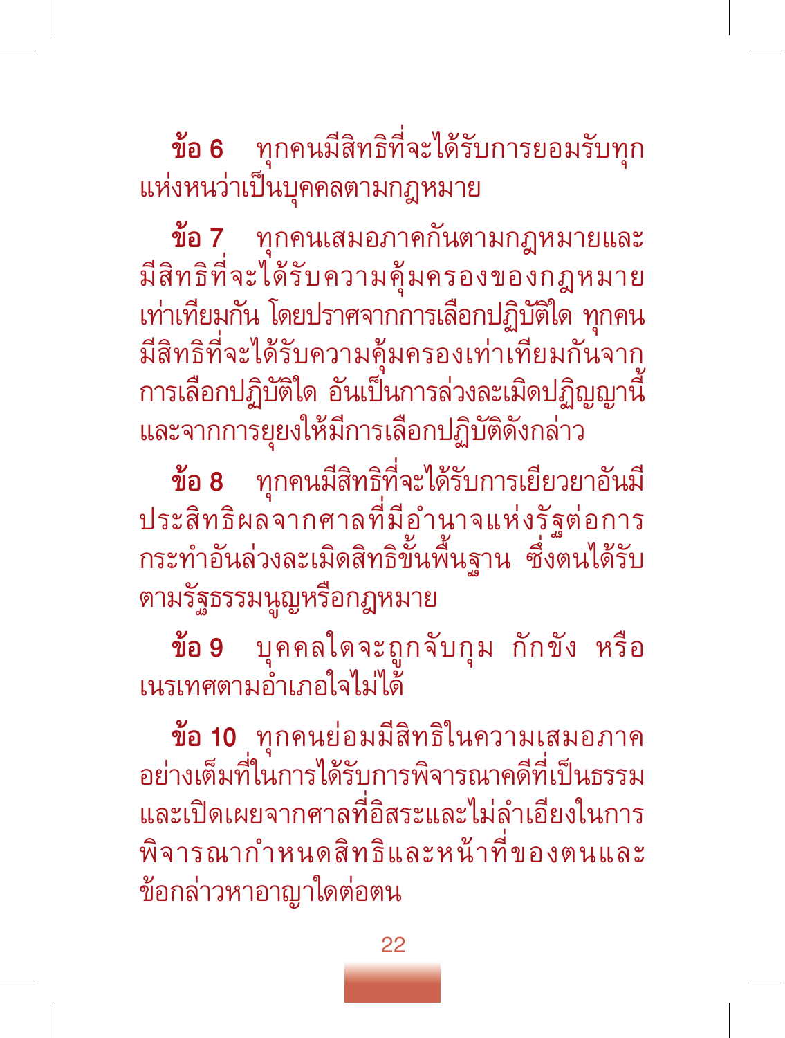**ข้อ 6** ทุกคนมีสิทธิที่จะได้รับการยอมรับทุกแห่งหนว่าเป็นบุคคลตามกฎหมาย

**ข้อ 7** ทุกคนเสมอภาคกันตามกฎหมายและมีสิทธิที่จะได้รับความคุ้มครองของกฎหมายเท่าเทียมกัน โดยปราศจากการเลือกปฏิบัติใด ทุกคนมีสิทธิที่จะได้รับความคุ้มครองเท่าเทียมกันจากการเลือกปฏิบัติใด อันเป็นการล่วงละเมิดปฏิญญานี้ และจากการยุยงให้มีการเลือกปฏิบัติดังกล่าว

**ข้อ 8** ทุกคนมีสิทธิที่จะได้รับการเยียวยาอันมีประสิทธิผลจากศาลที่มีอำนาจแห่งรัฐต่อการกระทำอันล่วงละเมิดสิทธิขั้นพื้นฐาน ซึ่งตนได้รับตามรัฐธรรมนูญหรือกฎหมาย

**ข้อ 9** บุคคลใดจะถูกจับกุม กักขัง หรือเนรเทศตามอำเภอใจไม่ได้

**ข้อ 10** ทุกคนย่อมมีสิทธิในความเสมอภาคอย่างเต็มที่ในการได้รับการพิจารณาคดีที่เป็นธรรมและเปิดเผยจากศาลที่อิสระและไม่ลำเอียงในการพิจารณากำหนดสิทธิและหน้าที่ของตนและข้อกล่าวหาอาญาใดต่อตน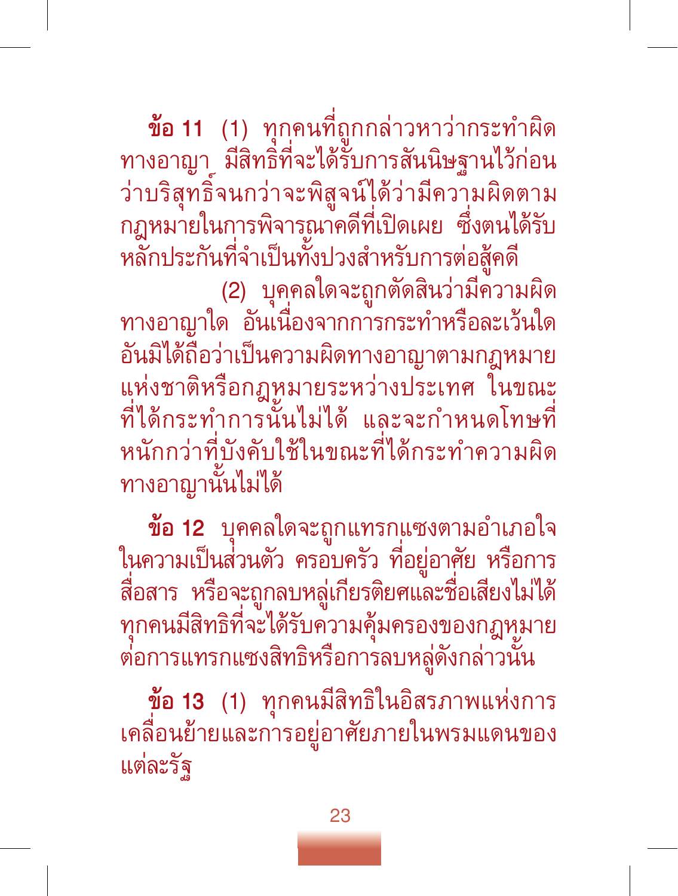**ข้อ 11** (1) ทุกคนที่ถูกกล่าวหาว่ากระทำผิดทางอาญา มีสิทธิที่จะได้รับการสันนิษฐานไว้ก่อนว่าบริสุทธิ์จนกว่าจะพิสูจน์ได้ว่ามีความผิดตามกฎหมายในการพิจารณาคดีที่เปิดเผย ซึ่งตนได้รับหลักประกันที่จำเป็นทั้งปวงสำหรับการต่อสู้คดี

(2) บุคคลใดจะถูกตัดสินว่ามีความผิดทางอาญาใด อันเนื่องจากการกระทำหรือละเว้นใดอันมิได้ถือว่าเป็นความผิดทางอาญาตามกฎหมายแห่งชาติหรือกฎหมายระหว่างประเทศ ในขณะที่ได้กระทำการนั้นไม่ได้ และจะกำหนดโทษที่หนักกว่าที่บังคับใช้ในขณะที่ได้กระทำความผิดทางอาญานั้นไม่ได้

**ข้อ 12** บุคคลใดจะถูกแทรกแซงตามอำเภอใจในความเป็นส่วนตัว ครอบครัว ที่อยู่อาศัย หรือการสื่อสาร หรือจะถูกลบหลู่เกียรติยศและชื่อเสียงไม่ได้ ทุกคนมีสิทธิที่จะได้รับความคุ้มครองของกฎหมายต่อการแทรกแซงสิทธิหรือการลบหลู่ดังกล่าวนั้น

**ข้อ 13** (1) ทุกคนมีสิทธิในอิสรภาพแห่งการเคลื่อนย้ายและการอยู่อาศัยภายในพรมแดนของแต่ละรัฐ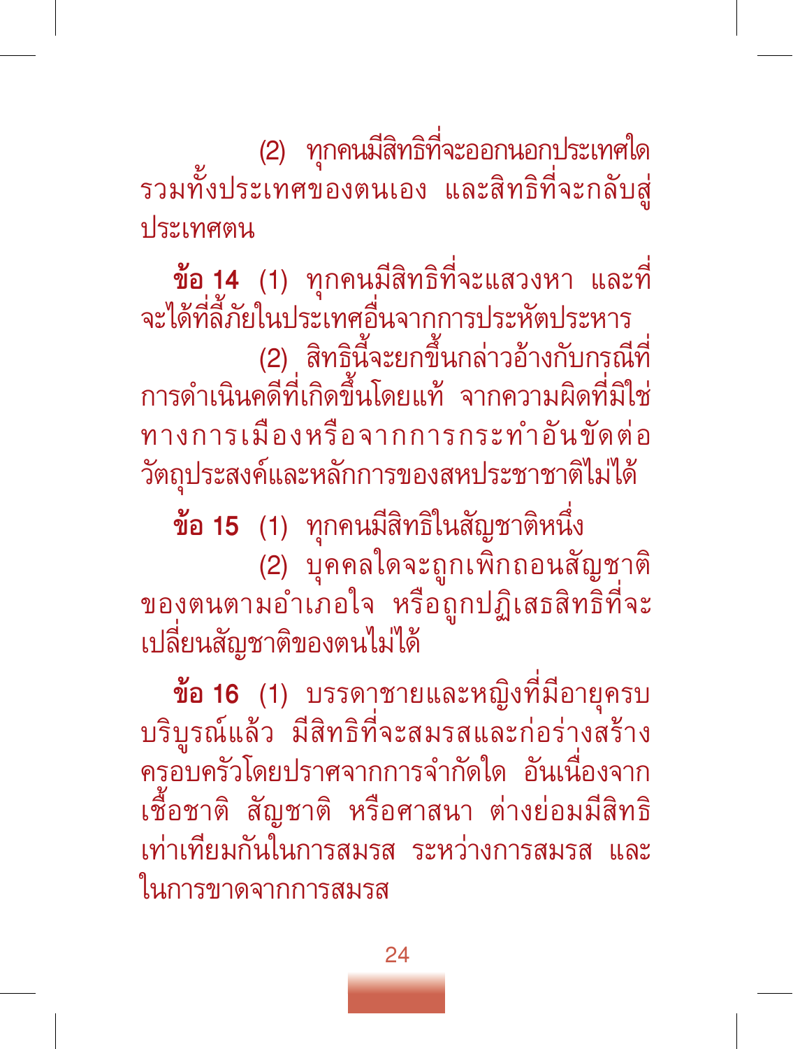(2) ทุกคนมีสิทธิที่จะออกนอกประเทศใด รวมทั้งประเทศของตนเอง และสิทธิที่จะกลับสู่ประเทศตน

**ข้อ 14** (1) ทุกคนมีสิทธิที่จะแสวงหา และที่จะได้ที่ลี้ภัยในประเทศอื่นจากการประหัตประหาร

(2) สิทธินี้จะยกขึ้นกล่าวอ้างกับกรณีที่การดำเนินคดีที่เกิดขึ้นโดยแท้ จากความผิดที่มิใช่ทางการเมืองหรือจากการกระทำอันขัดต่อวัตถุประสงค์และหลักการของสหประชาชาติไม่ได้

**ข้อ 15** (1) ทุกคนมีสิทธิในสัญชาติหนึ่ง

(2) บุคคลใดจะถูกเพิกถอนสัญชาติของตนตามอำเภอใจ หรือถูกปฏิเสธสิทธิที่จะเปลี่ยนสัญชาติของตนไม่ได้

**ข้อ 16** (1) บรรดาชายและหญิงที่มีอายุครบบริบูรณ์แล้ว มีสิทธิที่จะสมรสและก่อร่างสร้างครอบครัวโดยปราศจากการจำกัดใด อันเนื่องจากเชื้อชาติ สัญชาติ หรือศาสนา ต่างย่อมมีสิทธิเท่าเทียมกันในการสมรส ระหว่างการสมรส และในการขาดจากการสมรส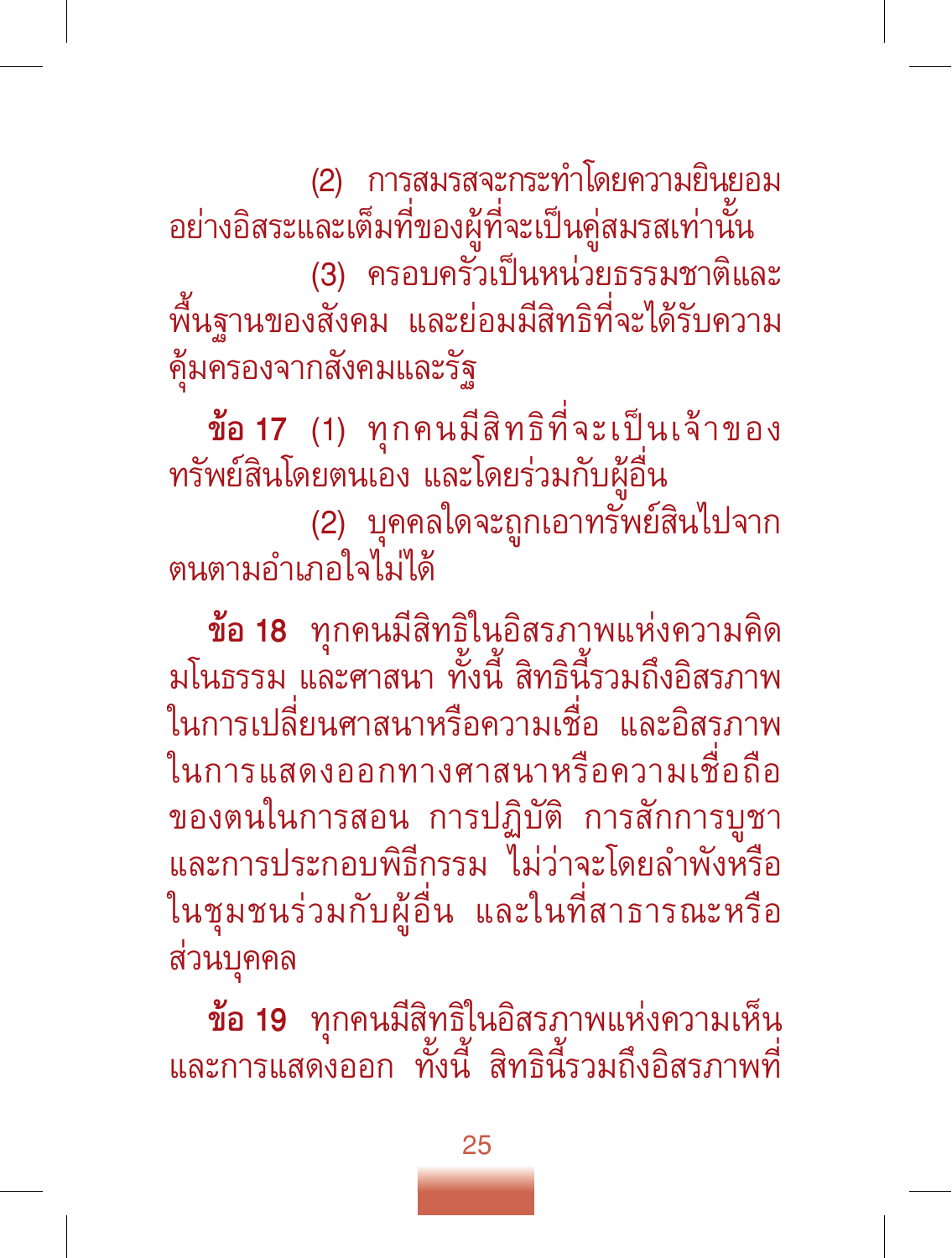(2) การสมรสจะกระทำโดยความยินยอมอย่างอิสระและเต็มที่ของผู้ที่จะเป็นคู่สมรสเท่านั้น

(3) ครอบครัวเป็นหน่วยธรรมชาติและพื้นฐานของสังคม และย่อมมีสิทธิที่จะได้รับความคุ้มครองจากสังคมและรัฐ

**ข้อ 17** (1) ทุกคนมีสิทธิที่จะเป็นเจ้าของทรัพย์สินโดยตนเอง และโดยร่วมกับผู้อื่น

(2) บุคคลใดจะถูกเอาทรัพย์สินไปจากตนตามอำเภอใจไม่ได้

**ข้อ 18** ทุกคนมีสิทธิในอิสรภาพแห่งความคิด มโนธรรม และศาสนา ทั้งนี้ สิทธินี้รวมถึงอิสรภาพในการเปลี่ยนศาสนาหรือความเชื่อ และอิสรภาพในการแสดงออกทางศาสนาหรือความเชื่อถือของตนในการสอน การปฏิบัติ การสักการบูชา และการประกอบพิธีกรรม ไม่ว่าจะโดยลำพังหรือในชุมชนร่วมกับผู้อื่น และในที่สาธารณะหรือส่วนบุคคล

**ข้อ 19** ทุกคนมีสิทธิในอิสรภาพแห่งความเห็นและการแสดงออก ทั้งนี้ สิทธินี้รวมถึงอิสรภาพที่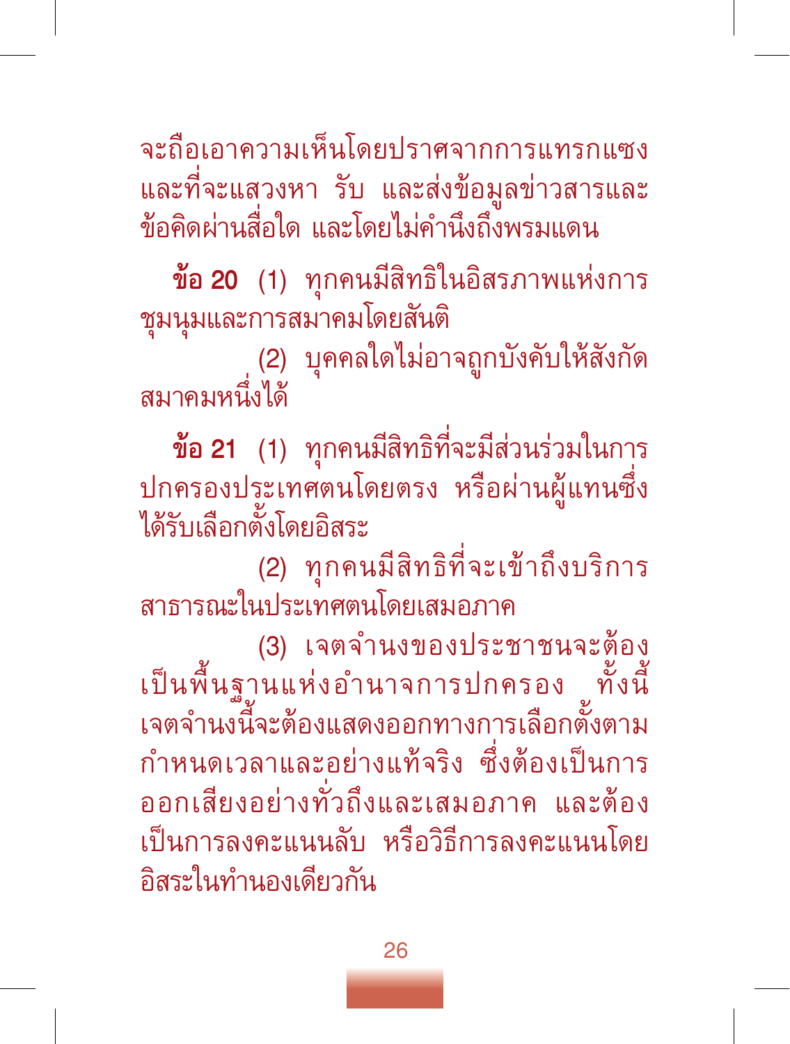จะถือเอาความเห็นโดยปราศจากการแทรกแซง และที่จะแสวงหา รับ และส่งข้อมูลข่าวสารและข้อคิดผ่านสื่อใด และโดยไม่คำนึงถึงพรมแดน

**ข้อ 20** (1) ทุกคนมีสิทธิในอิสรภาพแห่งการชุมนุมและการสมาคมโดยสันติ

(2) บุคคลใดไม่อาจถูกบังคับให้สังกัดสมาคมหนึ่งได้

**ข้อ 21** (1) ทุกคนมีสิทธิที่จะมีส่วนร่วมในการปกครองประเทศตนโดยตรง หรือผ่านผู้แทนซึ่งได้รับเลือกตั้งโดยอิสระ

(2) ทุกคนมีสิทธิที่จะเข้าถึงบริการสาธารณะในประเทศตนโดยเสมอภาค

(3) เจตจำนงของประชาชนจะต้องเป็นพื้นฐานแห่งอำนาจการปกครอง ทั้งนี้เจตจำนงนี้จะต้องแสดงออกทางการเลือกตั้งตามกำหนดเวลาและอย่างแท้จริง ซึ่งต้องเป็นการออกเสียงอย่างทั่วถึงและเสมอภาค และต้องเป็นการลงคะแนนลับ หรือวิธีการลงคะแนนโดยอิสระในทำนองเดียวกัน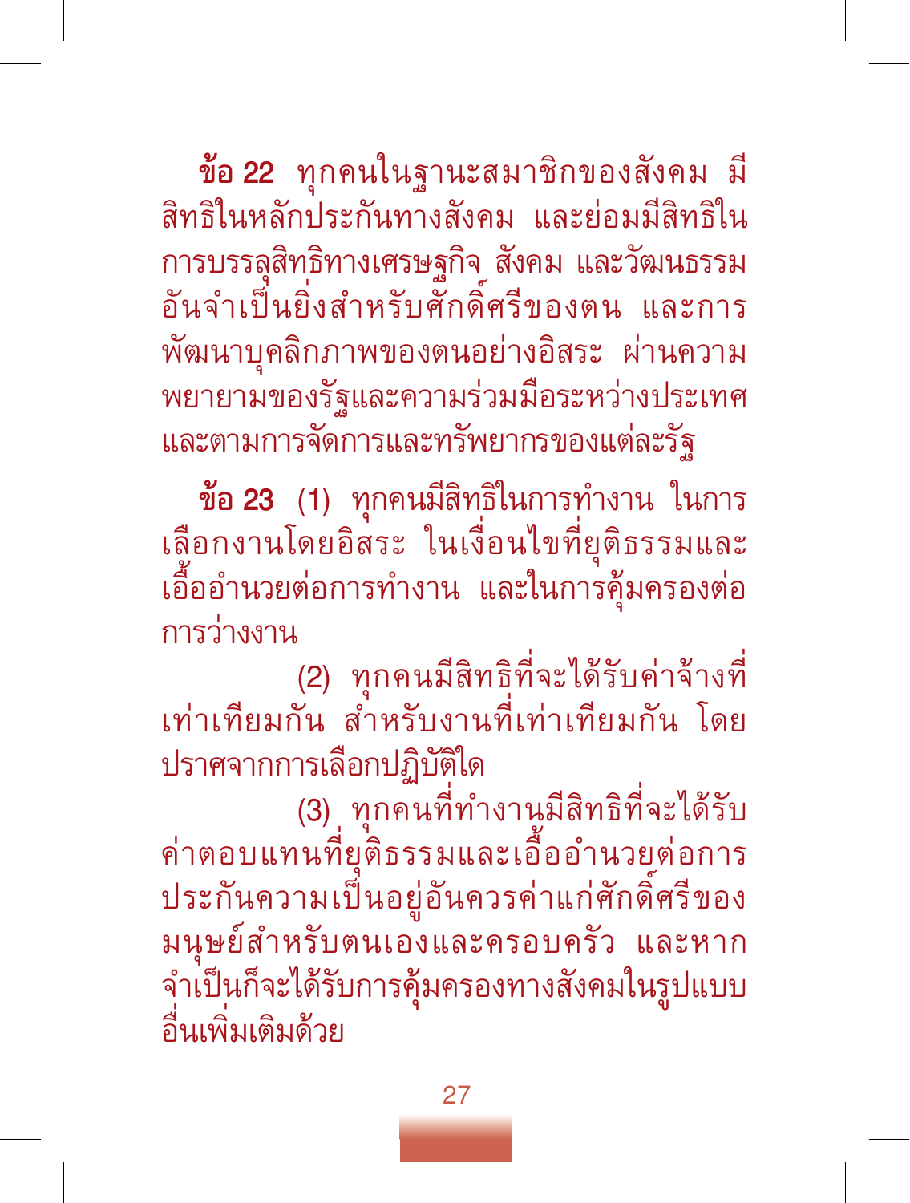**ข้อ 22** ทุกคนในฐานะสมาชิกของสังคม มีสิทธิในหลักประกันทางสังคม และย่อมมีสิทธิในการบรรลุสิทธิทางเศรษฐกิจ สังคม และวัฒนธรรมอันจำเป็นยิ่งสำหรับศักดิ์ศรีของตน และการพัฒนาบุคลิกภาพของตนอย่างอิสระ ผ่านความพยายามของรัฐและความร่วมมือระหว่างประเทศ และตามการจัดการและทรัพยากรของแต่ละรัฐ

**ข้อ 23** (1) ทุกคนมีสิทธิในการทำงาน ในการเลือกงานโดยอิสระ ในเงื่อนไขที่ยุติธรรมและเอื้ออำนวยต่อการทำงาน และในการคุ้มครองต่อการว่างงาน

(2) ทุกคนมีสิทธิที่จะได้รับค่าจ้างที่เท่าเทียมกัน สำหรับงานที่เท่าเทียมกัน โดยปราศจากการเลือกปฏิบัติใด

(3) ทุกคนที่ทำงานมีสิทธิที่จะได้รับค่าตอบแทนที่ยุติธรรมและเอื้ออำนวยต่อการประกันความเป็นอยู่อันควรค่าแก่ศักดิ์ศรีของมนุษย์สำหรับตนเองและครอบครัว และหากจำเป็นก็จะได้รับการคุ้มครองทางสังคมในรูปแบบอื่นเพิ่มเติมด้วย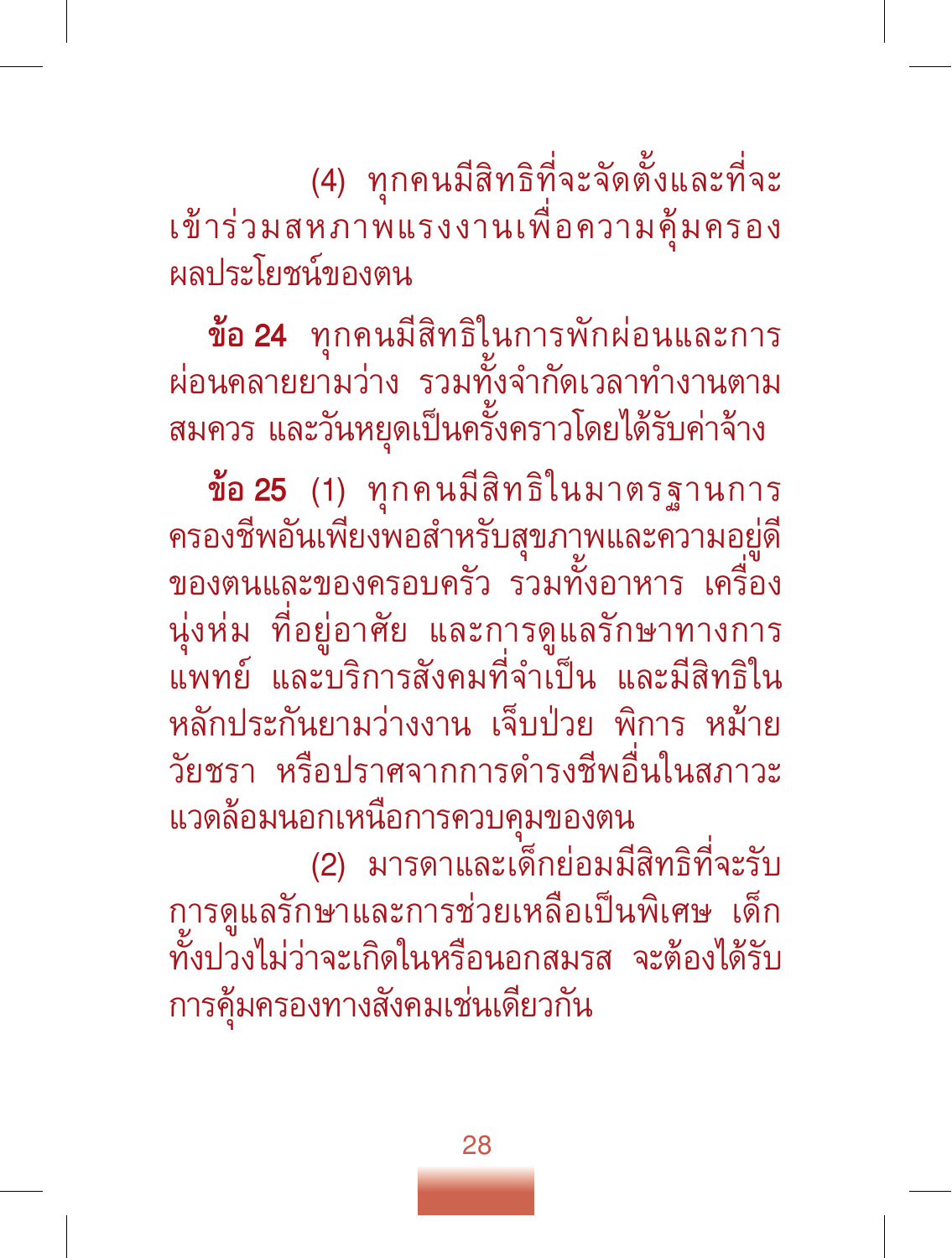(4) ทุกคนมีสิทธิที่จะจัดตั้งและที่จะเข้าร่วมสหภาพแรงงานเพื่อความคุ้มครองผลประโยชน์ของตน

**ข้อ 24** ทุกคนมีสิทธิในการพักผ่อนและการผ่อนคลายยามว่าง รวมทั้งจำกัดเวลาทำงานตามสมควร และวันหยุดเป็นครั้งคราวโดยได้รับค่าจ้าง

**ข้อ 25** (1) ทุกคนมีสิทธิในมาตรฐานการครองชีพอันเพียงพอสำหรับสุขภาพและความอยู่ดีของตนและของครอบครัว รวมทั้งอาหาร เครื่องนุ่งห่ม ที่อยู่อาศัย และการดูแลรักษาทางการแพทย์ และบริการสังคมที่จำเป็น และมีสิทธิในหลักประกันยามว่างงาน เจ็บป่วย พิการ หม้าย วัยชรา หรือปราศจากการดำรงชีพอื่นในสภาวะแวดล้อมนอกเหนือการควบคุมของตน

(2) มารดาและเด็กย่อมมีสิทธิที่จะรับการดูแลรักษาและการช่วยเหลือเป็นพิเศษ เด็กทั้งปวงไม่ว่าจะเกิดในหรือนอกสมรส จะต้องได้รับการคุ้มครองทางสังคมเช่นเดียวกัน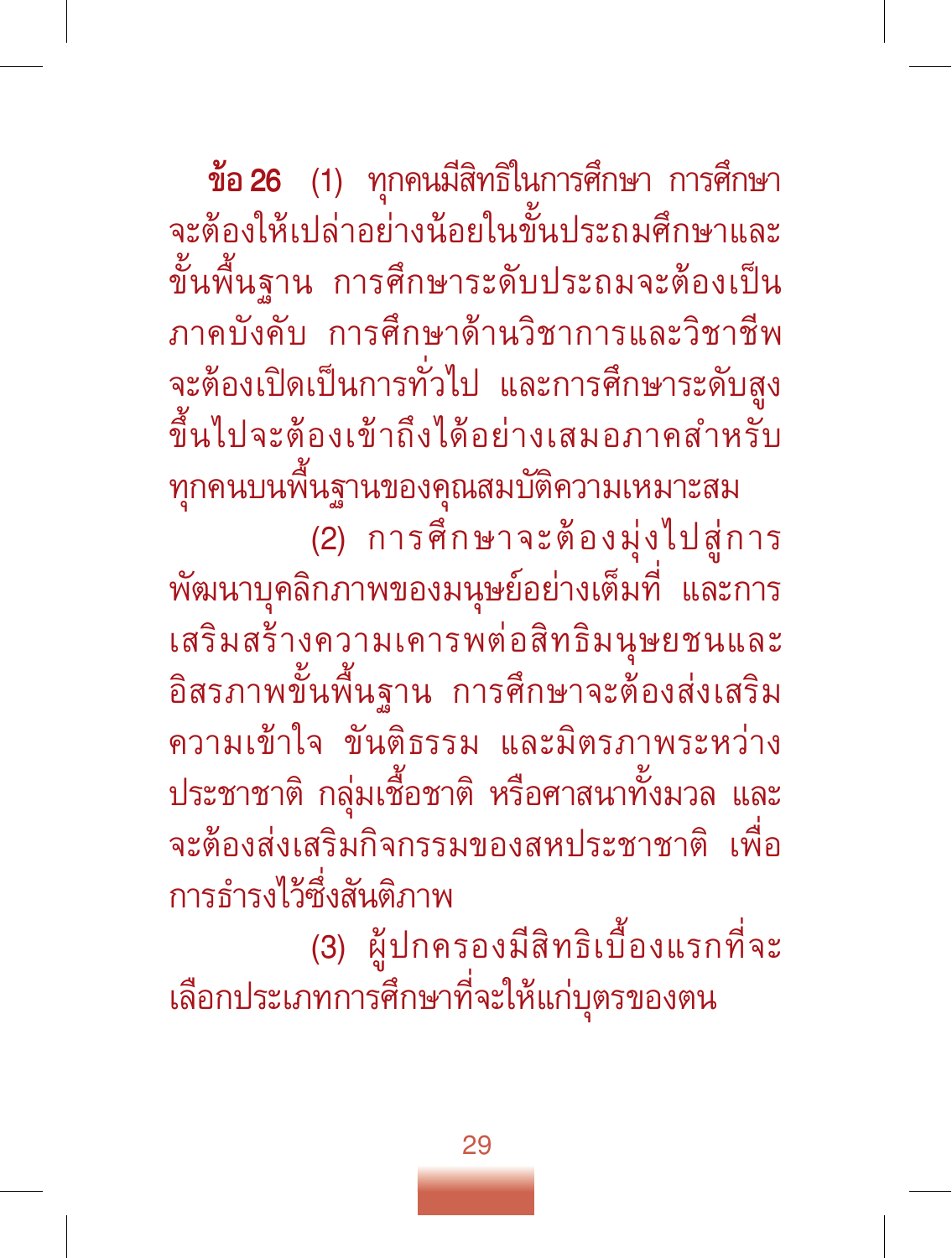**ข้อ 26** (1) ทุกคนมีสิทธิในการศึกษา การศึกษาจะต้องให้เปล่าอย่างน้อยในขั้นประถมศึกษาและขั้นพื้นฐาน การศึกษาระดับประถมจะต้องเป็นภาคบังคับ การศึกษาด้านวิชาการและวิชาชีพจะต้องเปิดเป็นการทั่วไป และการศึกษาระดับสูงขึ้นไปจะต้องเข้าถึงได้อย่างเสมอภาคสำหรับทุกคนบนพื้นฐานของคุณสมบัติความเหมาะสม

(2) การศึกษาจะต้องมุ่งไปสู่การพัฒนาบุคลิกภาพของมนุษย์อย่างเต็มที่ และการเสริมสร้างความเคารพต่อสิทธิมนุษยชนและอิสรภาพขั้นพื้นฐาน การศึกษาจะต้องส่งเสริมความเข้าใจ ขันติธรรม และมิตรภาพระหว่างประชาชาติ กลุ่มเชื้อชาติ หรือศาสนาทั้งมวล และจะต้องส่งเสริมกิจกรรมของสหประชาชาติ เพื่อการธำรงไว้ซึ่งสันติภาพ

(3) ผู้ปกครองมีสิทธิเบื้องแรกที่จะเลือกประเภทการศึกษาที่จะให้แก่บุตรของตน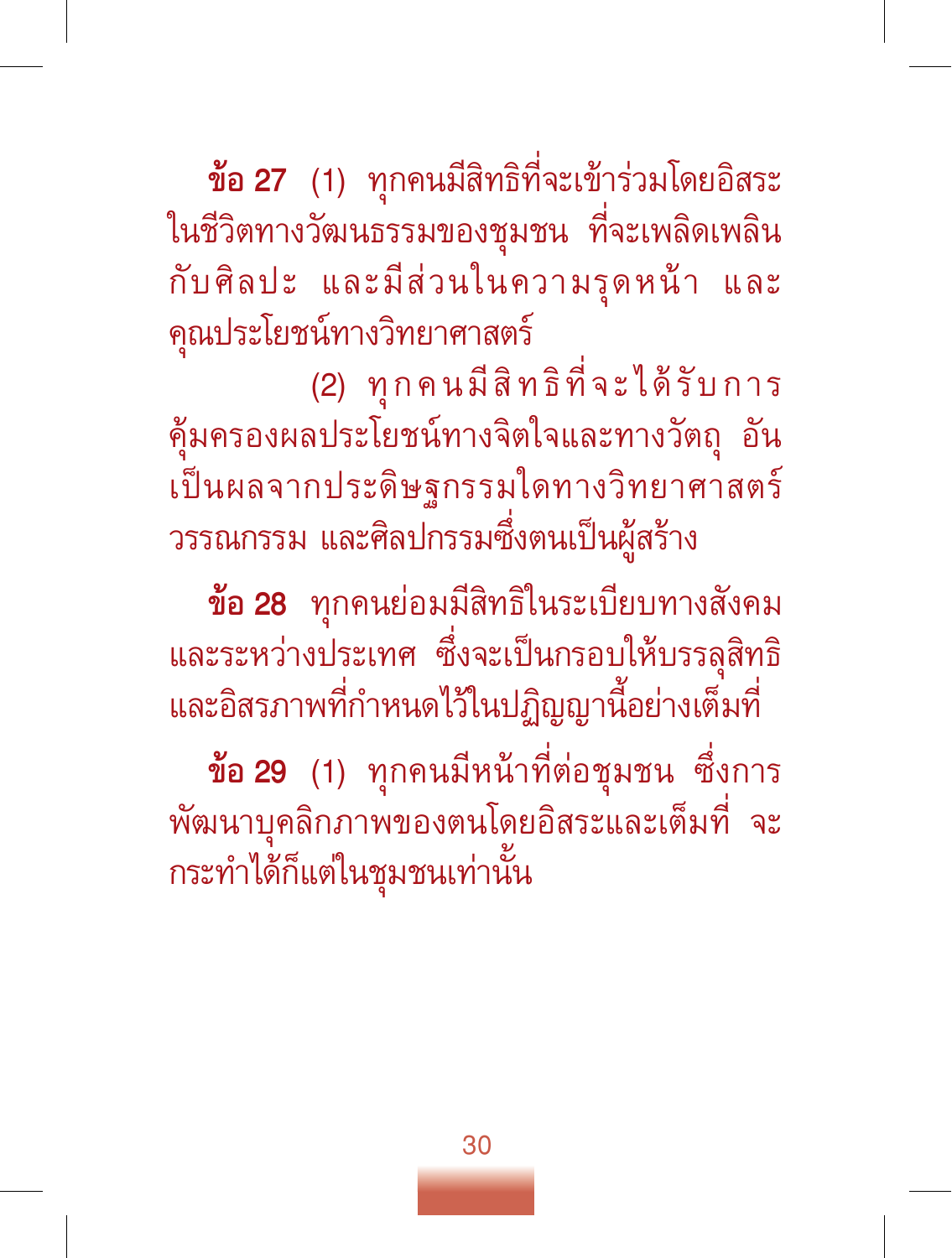**ข้อ 27** (1) ทุกคนมีสิทธิที่จะเข้าร่วมโดยอิสระในชีวิตทางวัฒนธรรมของชุมชน ที่จะเพลิดเพลินกับศิลปะ และมีส่วนในความรุดหน้า และคุณประโยชน์ทางวิทยาศาสตร์

(2) ทุกคนมีสิทธิที่จะได้รับการคุ้มครองผลประโยชน์ทางจิตใจและทางวัตถุ อันเป็นผลจากประดิษฐกรรมใดทางวิทยาศาสตร์ วรรณกรรม และศิลปกรรมซึ่งตนเป็นผู้สร้าง

**ข้อ 28** ทุกคนย่อมมีสิทธิในระเบียบทางสังคมและระหว่างประเทศ ซึ่งจะเป็นกรอบให้บรรลุสิทธิและอิสรภาพที่กำหนดไว้ในปฏิญญานี้อย่างเต็มที่

**ข้อ 29** (1) ทุกคนมีหน้าที่ต่อชุมชน ซึ่งการพัฒนาบุคลิกภาพของตนโดยอิสระและเต็มที่ จะกระทำได้ก็แต่ในชุมชนเท่านั้น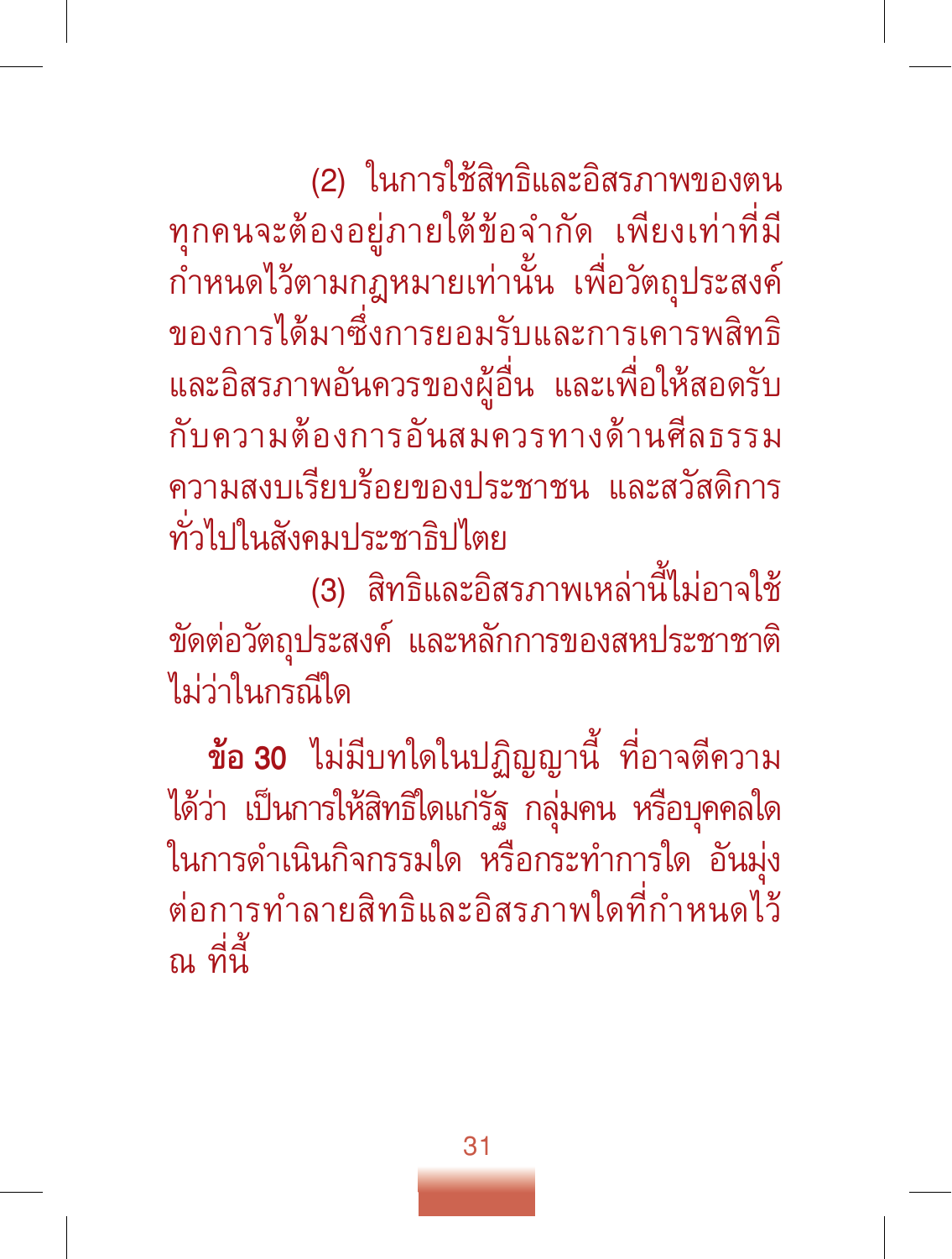(2) ในการใช้สิทธิและอิสรภาพของตน ทุกคนจะต้องอยู่ภายใต้ข้อจำกัด เพียงเท่าที่มีกำหนดไว้ตามกฎหมายเท่านั้น เพื่อวัตถุประสงค์ของการได้มาซึ่งการยอมรับและการเคารพสิทธิและอิสรภาพอันควรของผู้อื่น และเพื่อให้สอดรับกับความต้องการอันสมควรทางด้านศีลธรรม ความสงบเรียบร้อยของประชาชน และสวัสดิการทั่วไปในสังคมประชาธิปไตย

(3) สิทธิและอิสรภาพเหล่านี้ไม่อาจใช้ขัดต่อวัตถุประสงค์ และหลักการของสหประชาชาติไม่ว่าในกรณีใด

**ข้อ 30** ไม่มีบทใดในปฏิญญานี้ ที่อาจตีความได้ว่า เป็นการให้สิทธิใดแก่รัฐ กลุ่มคน หรือบุคคลใดในการดำเนินกิจกรรมใด หรือกระทำการใด อันมุ่งต่อการทำลายสิทธิและอิสรภาพใดที่กำหนดไว้ ณ ที่นี้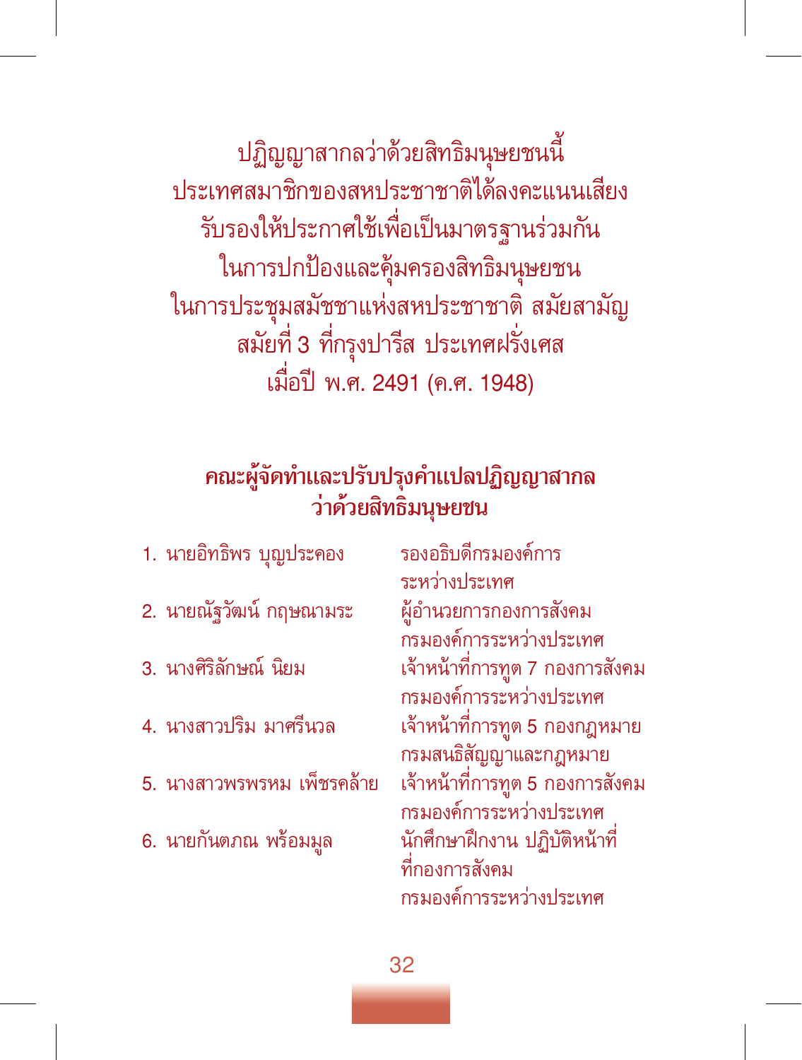ปฏิญญาสากลว่าด้วยสิทธิมนุษยชนนี้
ประเทศสมาชิกของสหประชาชาติได้ลงคะแนนเสียง
รับรองให้ประกาศใช้เพื่อเป็นมาตรฐานร่วมกัน
ในการปกป้องและคุ้มครองสิทธิมนุษยชน
ในการประชุมสมัชชาแห่งสหประชาชาติ สมัยสามัญ
สมัยที่ 3 ที่กรุงปารีส ประเทศฝรั่งเศส
เมื่อปี พ.ศ. 2491 (ค.ศ. 1948)

## คณะผู้จัดทำและปรับปรุงคำแปลปฏิญญาสากลว่าด้วยสิทธิมนุษยชน

1. นายอิทธิพร บุญประคอง — รองอธิบดีกรมองค์การระหว่างประเทศ
2. นายณัฐวัฒน์ กฤษณามระ — ผู้อำนวยการกองการสังคม กรมองค์การระหว่างประเทศ
3. นางศิริลักษณ์ นิยม — เจ้าหน้าที่การทูต 7 กองการสังคม กรมองค์การระหว่างประเทศ
4. นางสาวปริม มาศรีนวล — เจ้าหน้าที่การทูต 5 กองกฎหมาย กรมสนธิสัญญาและกฎหมาย
5. นางสาวพรพรหม เพ็ชรคล้าย — เจ้าหน้าที่การทูต 5 กองการสังคม กรมองค์การระหว่างประเทศ
6. นายกันตภณ พร้อมมูล — นักศึกษาฝึกงาน ปฏิบัติหน้าที่ที่กองการสังคม กรมองค์การระหว่างประเทศ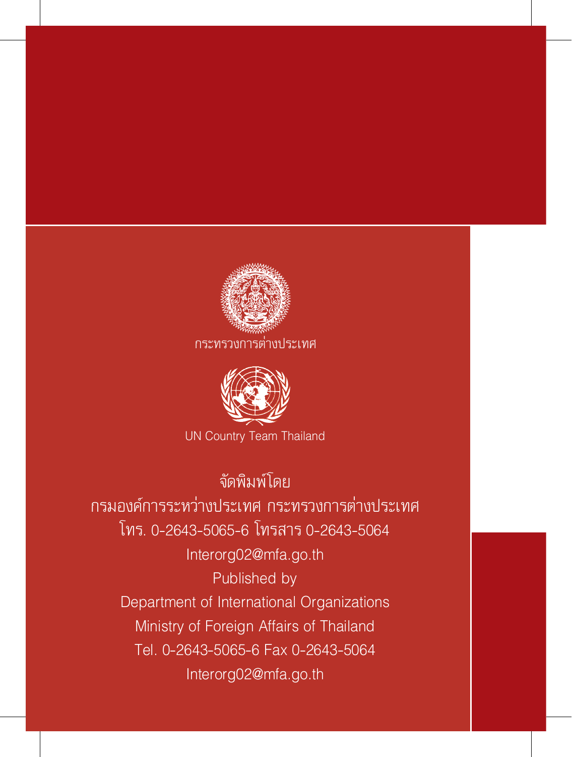กระทรวงการต่างประเทศ

UN Country Team Thailand

จัดพิมพ์โดย

กรมองค์การระหว่างประเทศ กระทรวงการต่างประเทศ

โทร. 0-2643-5065-6 โทรสาร 0-2643-5064

Interorg02@mfa.go.th

Published by

Department of International Organizations

Ministry of Foreign Affairs of Thailand

Tel. 0-2643-5065-6 Fax 0-2643-5064

Interorg02@mfa.go.th